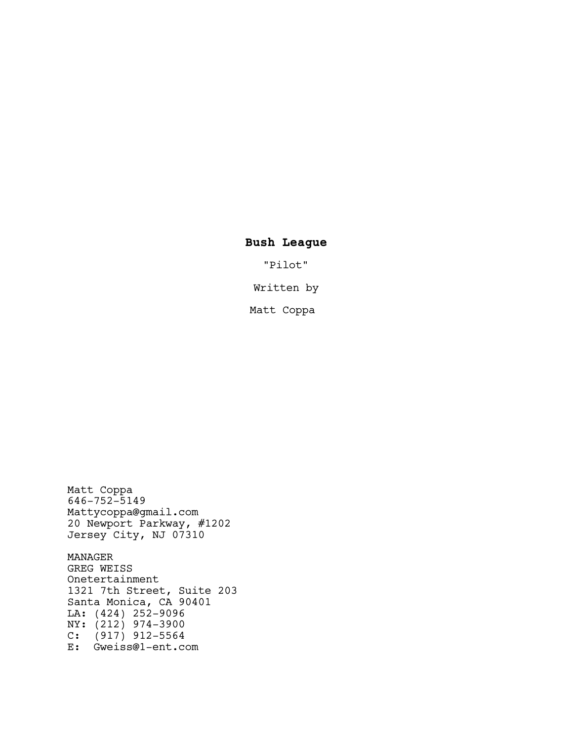**Bush League**

"Pilot"

Written by

Matt Coppa

Matt Coppa
646-752-5149
Mattycoppa@gmail.com
20 Newport Parkway, #1202
Jersey City, NJ 07310

MANAGER
GREG WEISS
Onetertainment
1321 7th Street, Suite 203
Santa Monica, CA 90401
LA: (424) 252-9096
NY: (212) 974-3900
C: (917) 912-5564
E: Gweiss@1-ent.com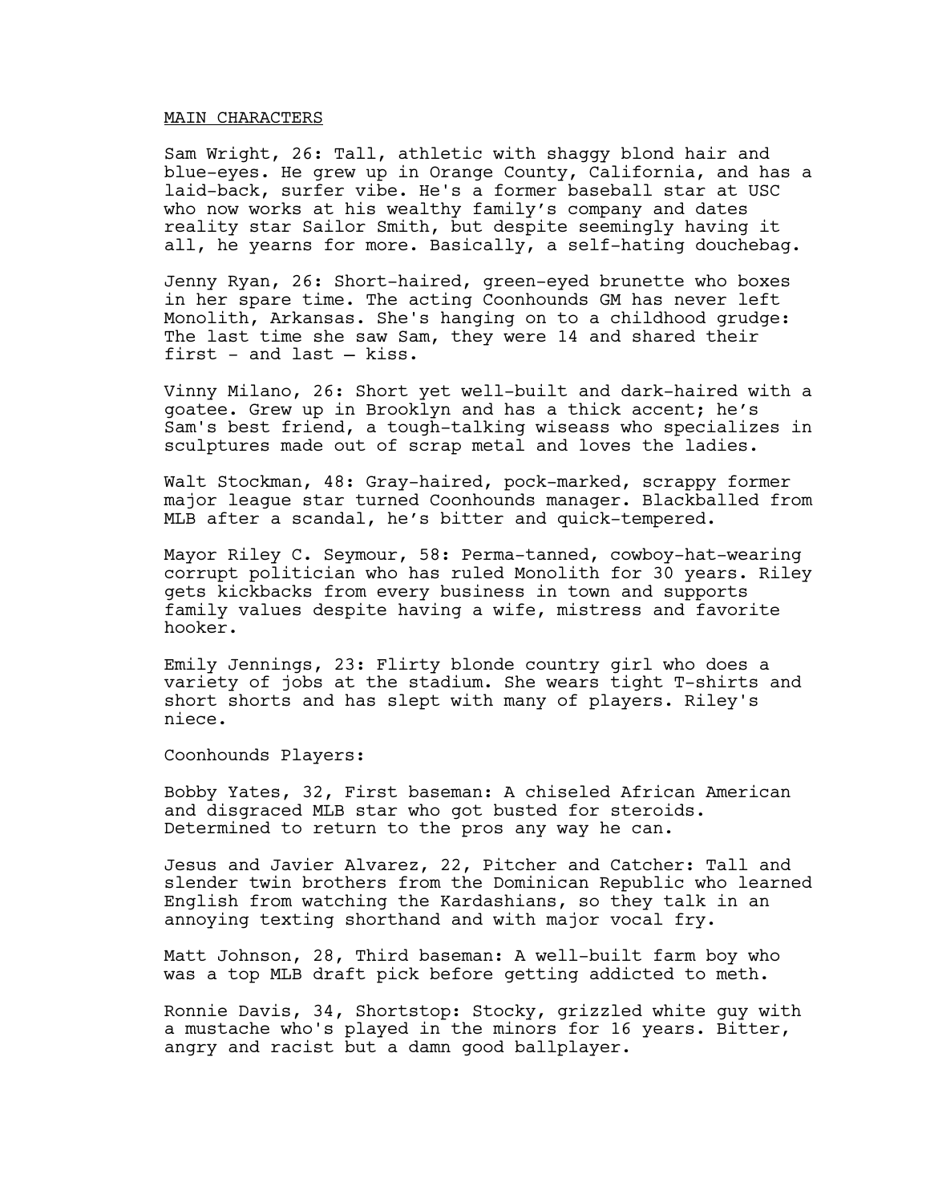MAIN CHARACTERS

Sam Wright, 26: Tall, athletic with shaggy blond hair and blue-eyes. He grew up in Orange County, California, and has a laid-back, surfer vibe. He's a former baseball star at USC who now works at his wealthy family's company and dates reality star Sailor Smith, but despite seemingly having it all, he yearns for more. Basically, a self-hating douchebag.

Jenny Ryan, 26: Short-haired, green-eyed brunette who boxes in her spare time. The acting Coonhounds GM has never left Monolith, Arkansas. She's hanging on to a childhood grudge: The last time she saw Sam, they were 14 and shared their first - and last – kiss.

Vinny Milano, 26: Short yet well-built and dark-haired with a goatee. Grew up in Brooklyn and has a thick accent; he's Sam's best friend, a tough-talking wiseass who specializes in sculptures made out of scrap metal and loves the ladies.

Walt Stockman, 48: Gray-haired, pock-marked, scrappy former major league star turned Coonhounds manager. Blackballed from MLB after a scandal, he's bitter and quick-tempered.

Mayor Riley C. Seymour, 58: Perma-tanned, cowboy-hat-wearing corrupt politician who has ruled Monolith for 30 years. Riley gets kickbacks from every business in town and supports family values despite having a wife, mistress and favorite hooker.

Emily Jennings, 23: Flirty blonde country girl who does a variety of jobs at the stadium. She wears tight T-shirts and short shorts and has slept with many of players. Riley's niece.

Coonhounds Players:

Bobby Yates, 32, First baseman: A chiseled African American and disgraced MLB star who got busted for steroids. Determined to return to the pros any way he can.

Jesus and Javier Alvarez, 22, Pitcher and Catcher: Tall and slender twin brothers from the Dominican Republic who learned English from watching the Kardashians, so they talk in an annoying texting shorthand and with major vocal fry.

Matt Johnson, 28, Third baseman: A well-built farm boy who was a top MLB draft pick before getting addicted to meth.

Ronnie Davis, 34, Shortstop: Stocky, grizzled white guy with a mustache who's played in the minors for 16 years. Bitter, angry and racist but a damn good ballplayer.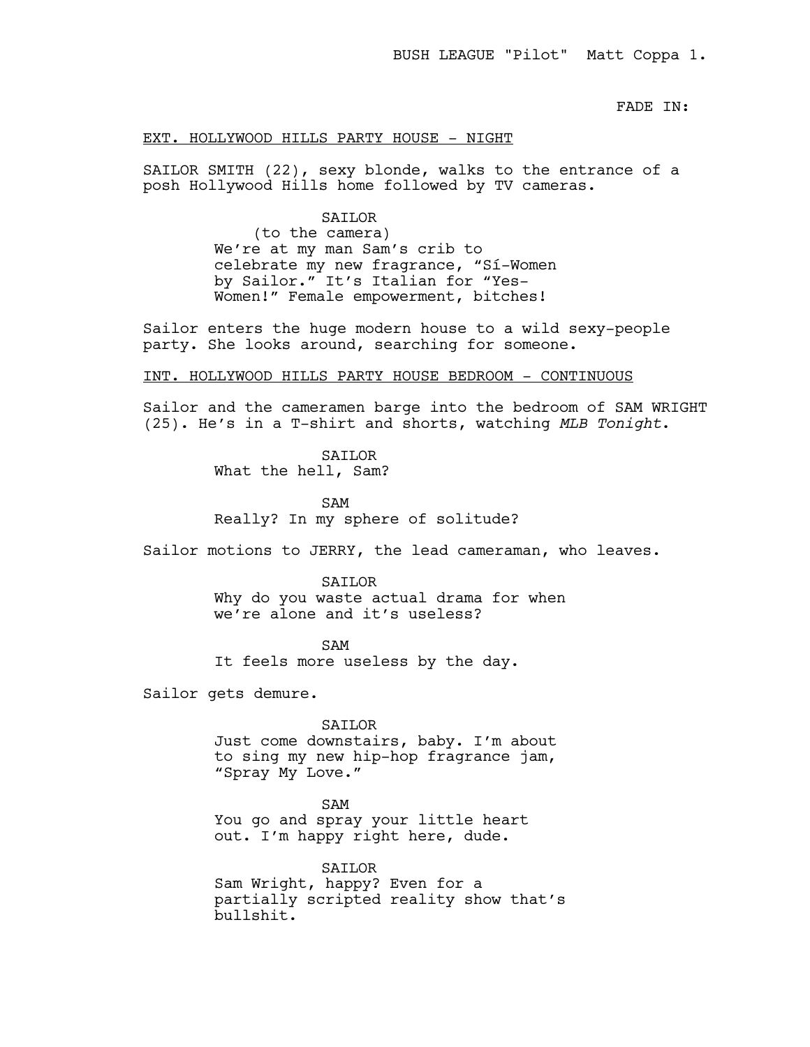FADE IN:

EXT. HOLLYWOOD HILLS PARTY HOUSE - NIGHT

SAILOR SMITH (22), sexy blonde, walks to the entrance of a posh Hollywood Hills home followed by TV cameras.

SAILOR
(to the camera)
We're at my man Sam's crib to celebrate my new fragrance, "Sí-Women by Sailor." It's Italian for "Yes-Women!" Female empowerment, bitches!

Sailor enters the huge modern house to a wild sexy-people party. She looks around, searching for someone.

INT. HOLLYWOOD HILLS PARTY HOUSE BEDROOM - CONTINUOUS

Sailor and the cameramen barge into the bedroom of SAM WRIGHT (25). He's in a T-shirt and shorts, watching *MLB Tonight*.

SAILOR
What the hell, Sam?

SAM
Really? In my sphere of solitude?

Sailor motions to JERRY, the lead cameraman, who leaves.

SAILOR
Why do you waste actual drama for when we're alone and it's useless?

SAM
It feels more useless by the day.

Sailor gets demure.

SAILOR
Just come downstairs, baby. I'm about to sing my new hip-hop fragrance jam, "Spray My Love."

SAM
You go and spray your little heart out. I'm happy right here, dude.

SAILOR
Sam Wright, happy? Even for a partially scripted reality show that's bullshit.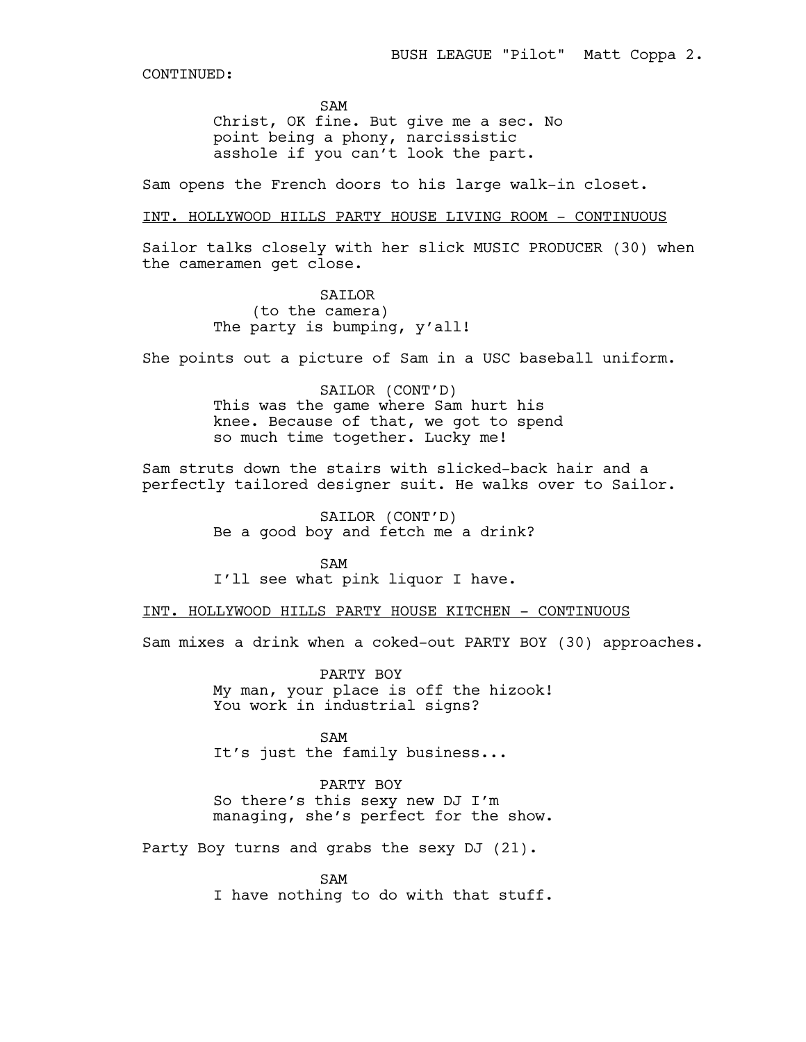CONTINUED:

SAM
Christ, OK fine. But give me a sec. No point being a phony, narcissistic asshole if you can't look the part.

Sam opens the French doors to his large walk-in closet.

INT. HOLLYWOOD HILLS PARTY HOUSE LIVING ROOM - CONTINUOUS

Sailor talks closely with her slick MUSIC PRODUCER (30) when the cameramen get close.

SAILOR
(to the camera)
The party is bumping, y'all!

She points out a picture of Sam in a USC baseball uniform.

SAILOR (CONT'D)
This was the game where Sam hurt his knee. Because of that, we got to spend so much time together. Lucky me!

Sam struts down the stairs with slicked-back hair and a perfectly tailored designer suit. He walks over to Sailor.

SAILOR (CONT'D)
Be a good boy and fetch me a drink?

SAM
I'll see what pink liquor I have.

INT. HOLLYWOOD HILLS PARTY HOUSE KITCHEN - CONTINUOUS

Sam mixes a drink when a coked-out PARTY BOY (30) approaches.

PARTY BOY
My man, your place is off the hizook! You work in industrial signs?

SAM
It's just the family business...

PARTY BOY
So there's this sexy new DJ I'm managing, she's perfect for the show.

Party Boy turns and grabs the sexy DJ (21).

SAM
I have nothing to do with that stuff.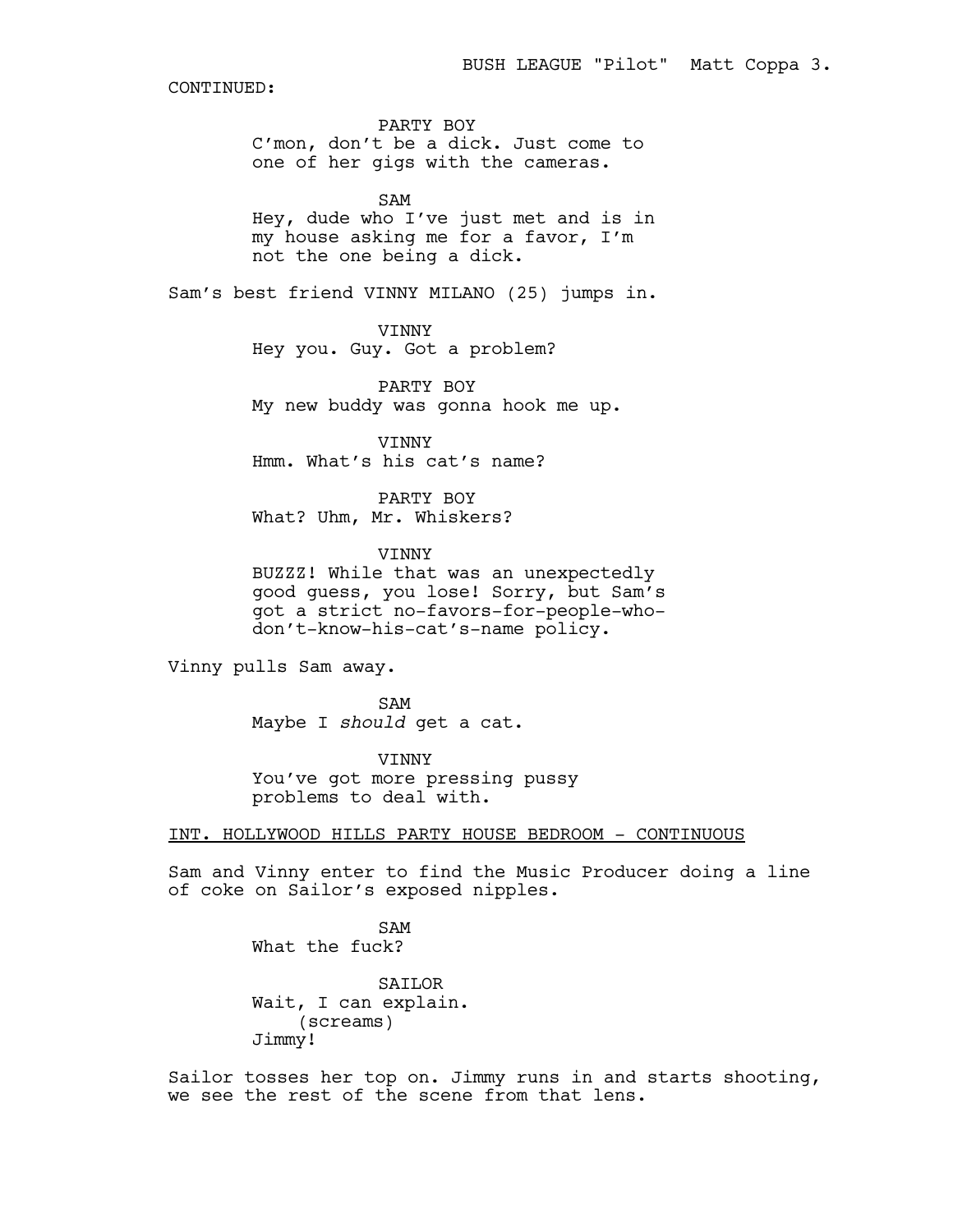CONTINUED:

PARTY BOY
C'mon, don't be a dick. Just come to one of her gigs with the cameras.

SAM
Hey, dude who I've just met and is in my house asking me for a favor, I'm not the one being a dick.

Sam's best friend VINNY MILANO (25) jumps in.

VINNY
Hey you. Guy. Got a problem?

PARTY BOY
My new buddy was gonna hook me up.

VINNY
Hmm. What's his cat's name?

PARTY BOY
What? Uhm, Mr. Whiskers?

VINNY
BUZZZ! While that was an unexpectedly good guess, you lose! Sorry, but Sam's got a strict no-favors-for-people-who-don't-know-his-cat's-name policy.

Vinny pulls Sam away.

SAM
Maybe I *should* get a cat.

VINNY
You've got more pressing pussy problems to deal with.

INT. HOLLYWOOD HILLS PARTY HOUSE BEDROOM - CONTINUOUS

Sam and Vinny enter to find the Music Producer doing a line of coke on Sailor's exposed nipples.

SAM
What the fuck?

SAILOR
Wait, I can explain.
(screams)
Jimmy!

Sailor tosses her top on. Jimmy runs in and starts shooting, we see the rest of the scene from that lens.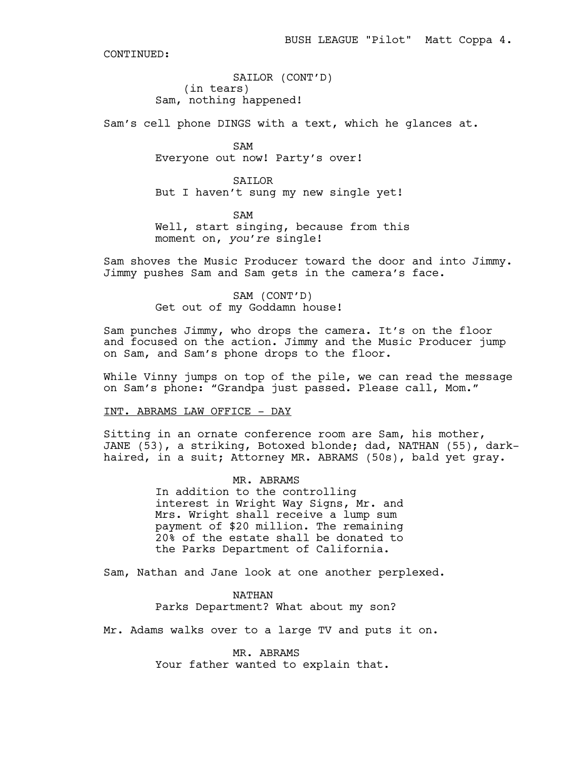CONTINUED:

SAILOR (CONT'D)
(in tears)
Sam, nothing happened!

Sam's cell phone DINGS with a text, which he glances at.

SAM
Everyone out now! Party's over!

SAILOR
But I haven't sung my new single yet!

SAM
Well, start singing, because from this moment on, *you're* single!

Sam shoves the Music Producer toward the door and into Jimmy. Jimmy pushes Sam and Sam gets in the camera's face.

SAM (CONT'D)
Get out of my Goddamn house!

Sam punches Jimmy, who drops the camera. It's on the floor and focused on the action. Jimmy and the Music Producer jump on Sam, and Sam's phone drops to the floor.

While Vinny jumps on top of the pile, we can read the message on Sam's phone: "Grandpa just passed. Please call, Mom."

INT. ABRAMS LAW OFFICE - DAY

Sitting in an ornate conference room are Sam, his mother, JANE (53), a striking, Botoxed blonde; dad, NATHAN (55), dark-haired, in a suit; Attorney MR. ABRAMS (50s), bald yet gray.

MR. ABRAMS
In addition to the controlling interest in Wright Way Signs, Mr. and Mrs. Wright shall receive a lump sum payment of $20 million. The remaining 20% of the estate shall be donated to the Parks Department of California.

Sam, Nathan and Jane look at one another perplexed.

NATHAN
Parks Department? What about my son?

Mr. Adams walks over to a large TV and puts it on.

MR. ABRAMS
Your father wanted to explain that.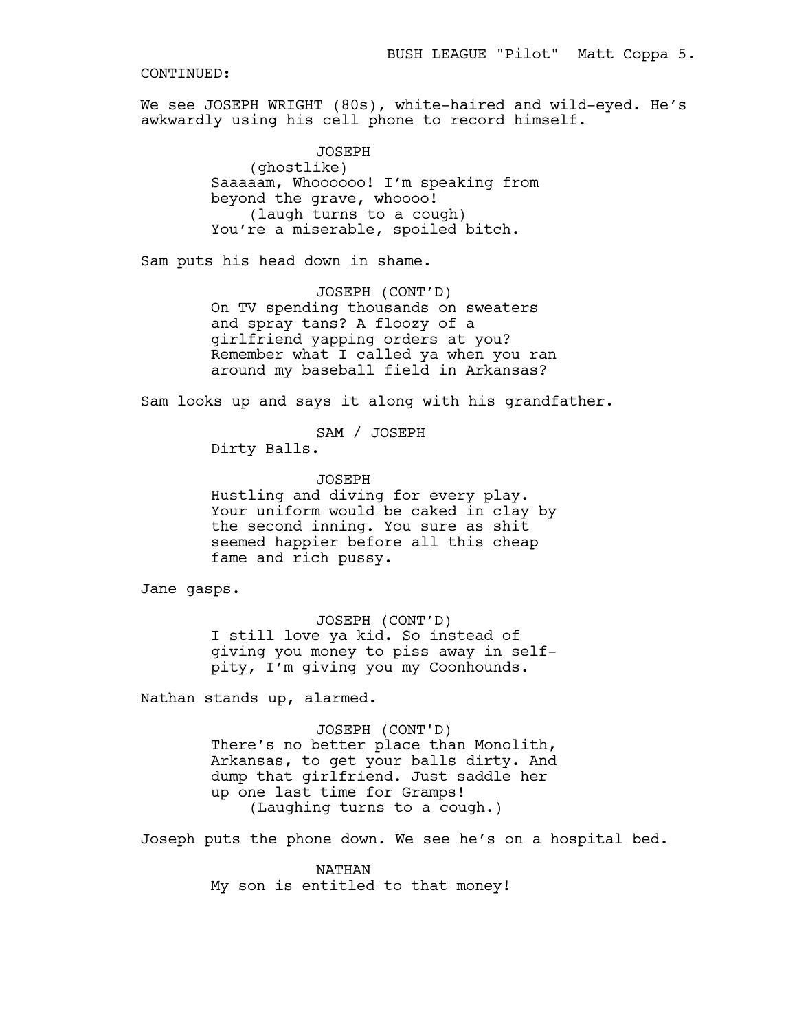CONTINUED:

We see JOSEPH WRIGHT (80s), white-haired and wild-eyed. He's awkwardly using his cell phone to record himself.

JOSEPH
(ghostlike)
Saaaaam, Whoooooo! I'm speaking from beyond the grave, whoooo!
(laugh turns to a cough)
You're a miserable, spoiled bitch.

Sam puts his head down in shame.

JOSEPH (CONT'D)
On TV spending thousands on sweaters and spray tans? A floozy of a girlfriend yapping orders at you? Remember what I called ya when you ran around my baseball field in Arkansas?

Sam looks up and says it along with his grandfather.

SAM / JOSEPH
Dirty Balls.

JOSEPH
Hustling and diving for every play. Your uniform would be caked in clay by the second inning. You sure as shit seemed happier before all this cheap fame and rich pussy.

Jane gasps.

JOSEPH (CONT'D)
I still love ya kid. So instead of giving you money to piss away in self-pity, I'm giving you my Coonhounds.

Nathan stands up, alarmed.

JOSEPH (CONT'D)
There's no better place than Monolith, Arkansas, to get your balls dirty. And dump that girlfriend. Just saddle her up one last time for Gramps!
(Laughing turns to a cough.)

Joseph puts the phone down. We see he's on a hospital bed.

NATHAN
My son is entitled to that money!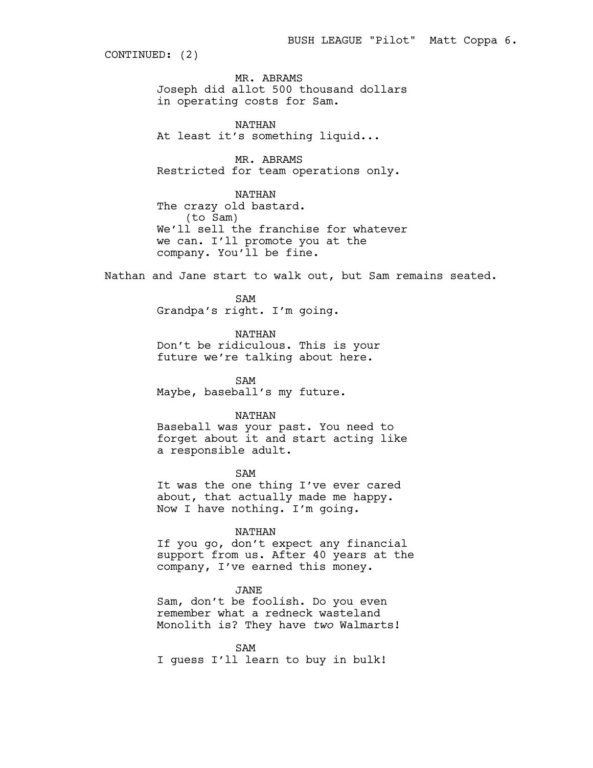CONTINUED: (2)

MR. ABRAMS
Joseph did allot 500 thousand dollars in operating costs for Sam.

NATHAN
At least it's something liquid...

MR. ABRAMS
Restricted for team operations only.

NATHAN
The crazy old bastard.
(to Sam)
We'll sell the franchise for whatever we can. I'll promote you at the company. You'll be fine.

Nathan and Jane start to walk out, but Sam remains seated.

SAM
Grandpa's right. I'm going.

NATHAN
Don't be ridiculous. This is your future we're talking about here.

SAM
Maybe, baseball's my future.

NATHAN
Baseball was your past. You need to forget about it and start acting like a responsible adult.

SAM
It was the one thing I've ever cared about, that actually made me happy. Now I have nothing. I'm going.

NATHAN
If you go, don't expect any financial support from us. After 40 years at the company, I've earned this money.

JANE
Sam, don't be foolish. Do you even remember what a redneck wasteland Monolith is? They have *two* Walmarts!

SAM
I guess I'll learn to buy in bulk!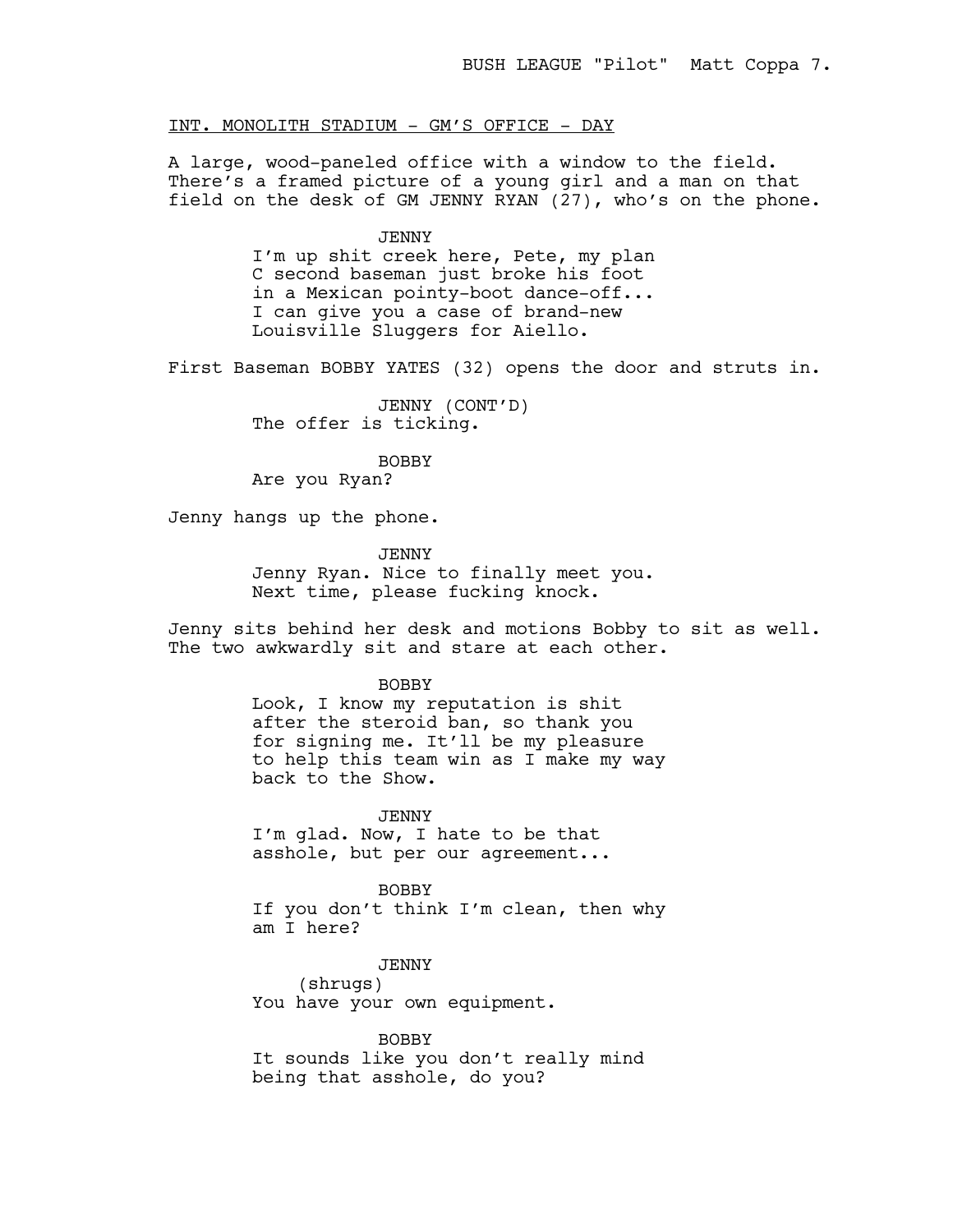INT. MONOLITH STADIUM - GM'S OFFICE - DAY

A large, wood-paneled office with a window to the field. There's a framed picture of a young girl and a man on that field on the desk of GM JENNY RYAN (27), who's on the phone.

JENNY
I'm up shit creek here, Pete, my plan C second baseman just broke his foot in a Mexican pointy-boot dance-off... I can give you a case of brand-new Louisville Sluggers for Aiello.

First Baseman BOBBY YATES (32) opens the door and struts in.

JENNY (CONT'D)
The offer is ticking.

BOBBY
Are you Ryan?

Jenny hangs up the phone.

JENNY
Jenny Ryan. Nice to finally meet you. Next time, please fucking knock.

Jenny sits behind her desk and motions Bobby to sit as well. The two awkwardly sit and stare at each other.

BOBBY
Look, I know my reputation is shit after the steroid ban, so thank you for signing me. It'll be my pleasure to help this team win as I make my way back to the Show.

JENNY
I'm glad. Now, I hate to be that asshole, but per our agreement...

BOBBY
If you don't think I'm clean, then why am I here?

JENNY
(shrugs)
You have your own equipment.

BOBBY
It sounds like you don't really mind being that asshole, do you?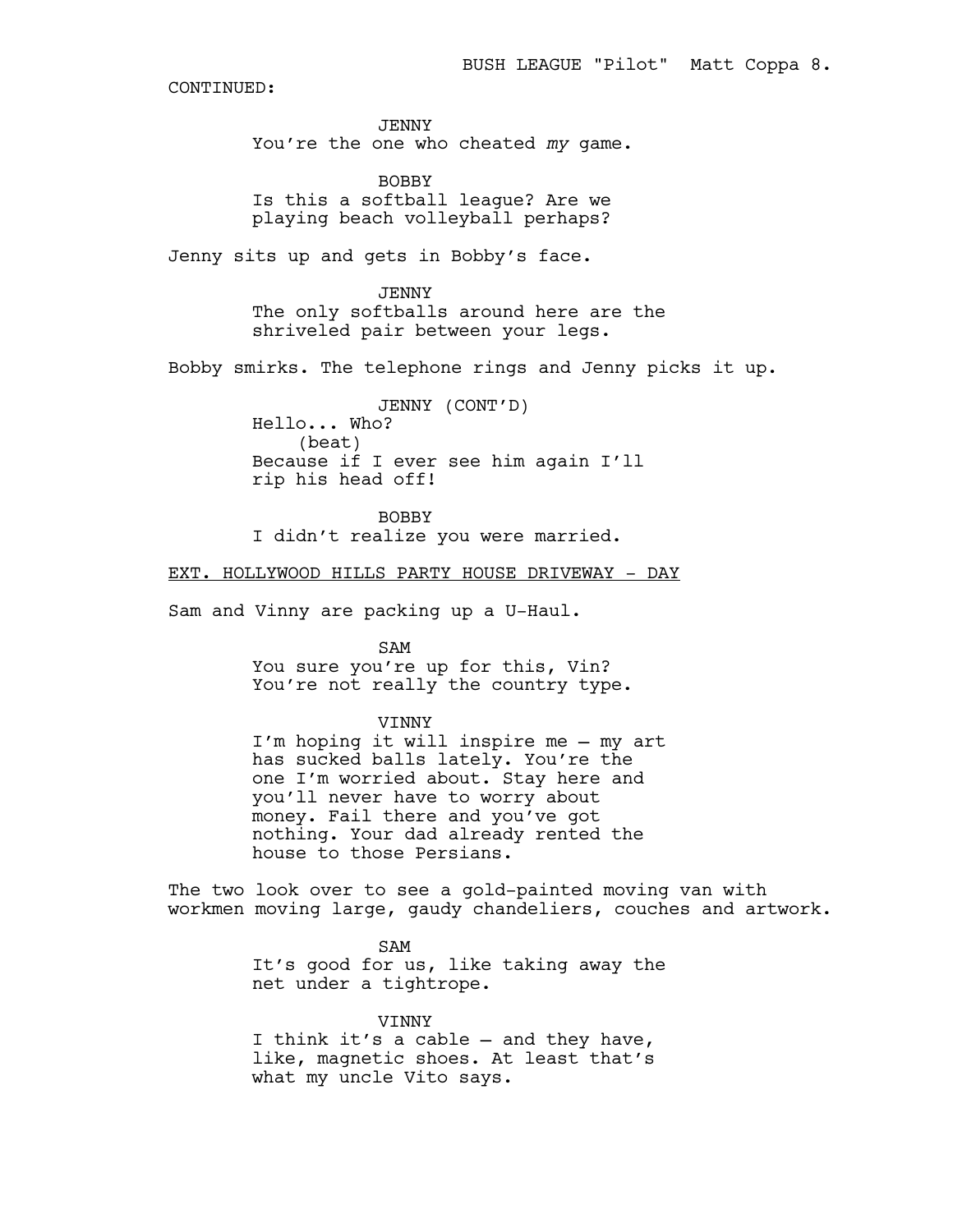CONTINUED:

JENNY
You're the one who cheated *my* game.

BOBBY
Is this a softball league? Are we playing beach volleyball perhaps?

Jenny sits up and gets in Bobby's face.

JENNY
The only softballs around here are the shriveled pair between your legs.

Bobby smirks. The telephone rings and Jenny picks it up.

JENNY (CONT'D)
Hello... Who?
(beat)
Because if I ever see him again I'll rip his head off!

BOBBY
I didn't realize you were married.

EXT. HOLLYWOOD HILLS PARTY HOUSE DRIVEWAY - DAY

Sam and Vinny are packing up a U-Haul.

SAM
You sure you're up for this, Vin? You're not really the country type.

VINNY
I'm hoping it will inspire me – my art has sucked balls lately. You're the one I'm worried about. Stay here and you'll never have to worry about money. Fail there and you've got nothing. Your dad already rented the house to those Persians.

The two look over to see a gold-painted moving van with workmen moving large, gaudy chandeliers, couches and artwork.

SAM
It's good for us, like taking away the net under a tightrope.

VINNY
I think it's a cable – and they have, like, magnetic shoes. At least that's what my uncle Vito says.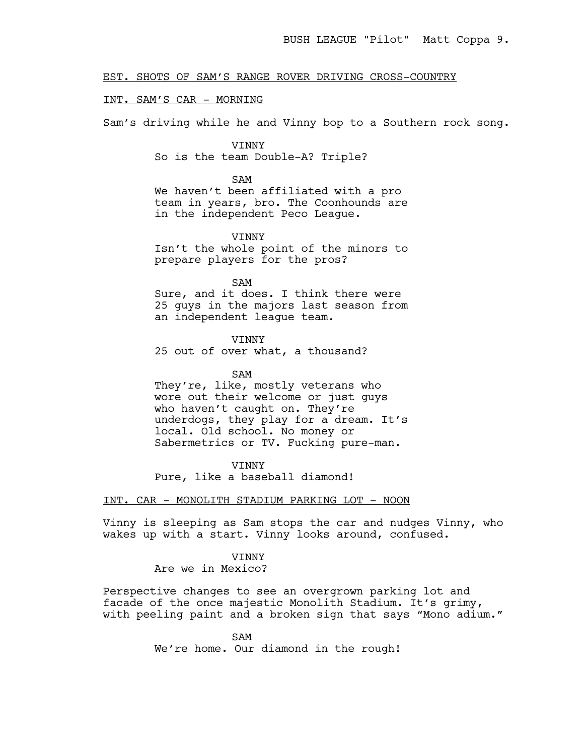EST. SHOTS OF SAM'S RANGE ROVER DRIVING CROSS-COUNTRY

INT. SAM'S CAR - MORNING

Sam's driving while he and Vinny bop to a Southern rock song.

VINNY
So is the team Double-A? Triple?

SAM
We haven't been affiliated with a pro team in years, bro. The Coonhounds are in the independent Peco League.

VINNY
Isn't the whole point of the minors to prepare players for the pros?

SAM
Sure, and it does. I think there were 25 guys in the majors last season from an independent league team.

VINNY
25 out of over what, a thousand?

SAM
They're, like, mostly veterans who wore out their welcome or just guys who haven't caught on. They're underdogs, they play for a dream. It's local. Old school. No money or Sabermetrics or TV. Fucking pure-man.

VINNY
Pure, like a baseball diamond!

INT. CAR - MONOLITH STADIUM PARKING LOT - NOON

Vinny is sleeping as Sam stops the car and nudges Vinny, who wakes up with a start. Vinny looks around, confused.

VINNY
Are we in Mexico?

Perspective changes to see an overgrown parking lot and facade of the once majestic Monolith Stadium. It's grimy, with peeling paint and a broken sign that says "Mono adium."

SAM
We're home. Our diamond in the rough!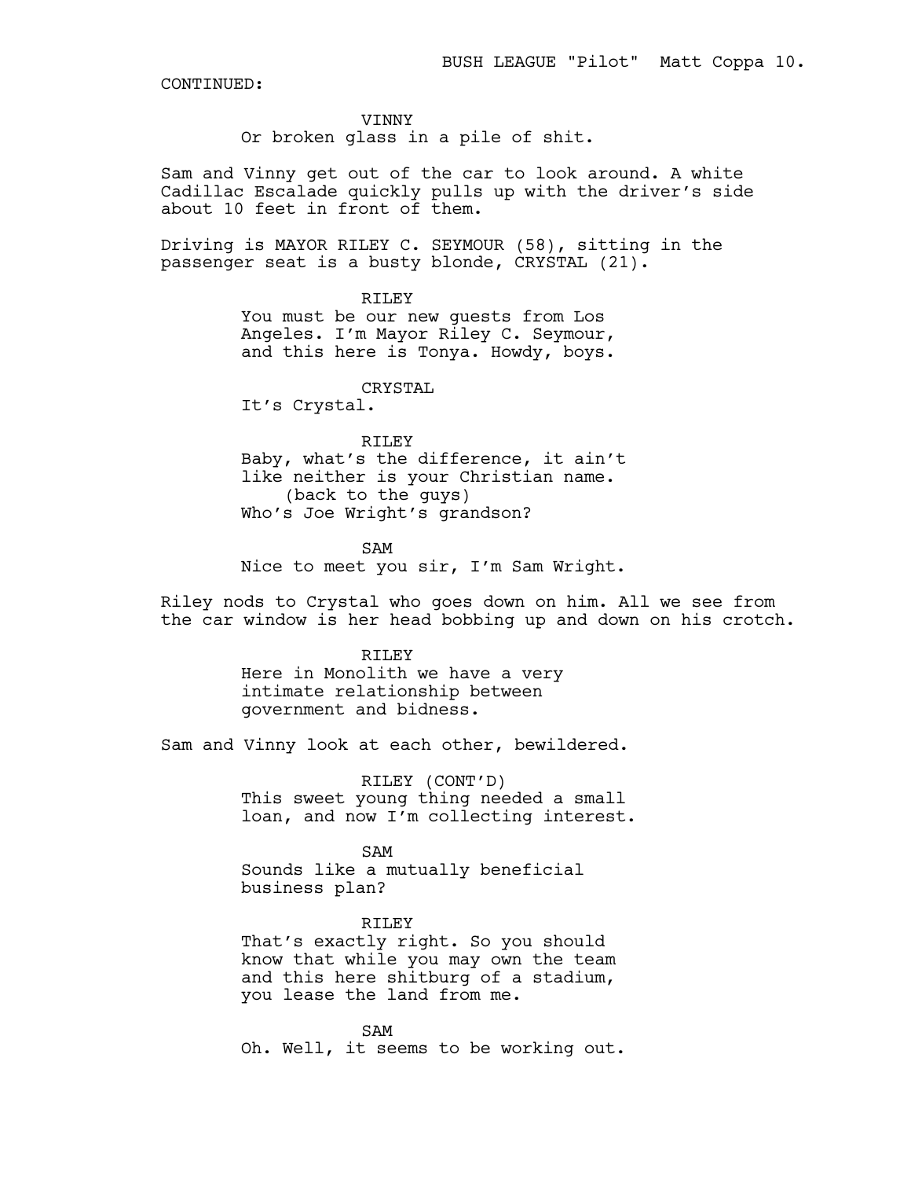CONTINUED:

VINNY
Or broken glass in a pile of shit.

Sam and Vinny get out of the car to look around. A white Cadillac Escalade quickly pulls up with the driver's side about 10 feet in front of them.

Driving is MAYOR RILEY C. SEYMOUR (58), sitting in the passenger seat is a busty blonde, CRYSTAL (21).

RILEY
You must be our new guests from Los Angeles. I'm Mayor Riley C. Seymour, and this here is Tonya. Howdy, boys.

CRYSTAL
It's Crystal.

RILEY
Baby, what's the difference, it ain't like neither is your Christian name.
(back to the guys)
Who's Joe Wright's grandson?

SAM
Nice to meet you sir, I'm Sam Wright.

Riley nods to Crystal who goes down on him. All we see from the car window is her head bobbing up and down on his crotch.

RILEY
Here in Monolith we have a very intimate relationship between government and bidness.

Sam and Vinny look at each other, bewildered.

RILEY (CONT'D)
This sweet young thing needed a small loan, and now I'm collecting interest.

SAM
Sounds like a mutually beneficial business plan?

RILEY
That's exactly right. So you should know that while you may own the team and this here shitburg of a stadium, you lease the land from me.

SAM
Oh. Well, it seems to be working out.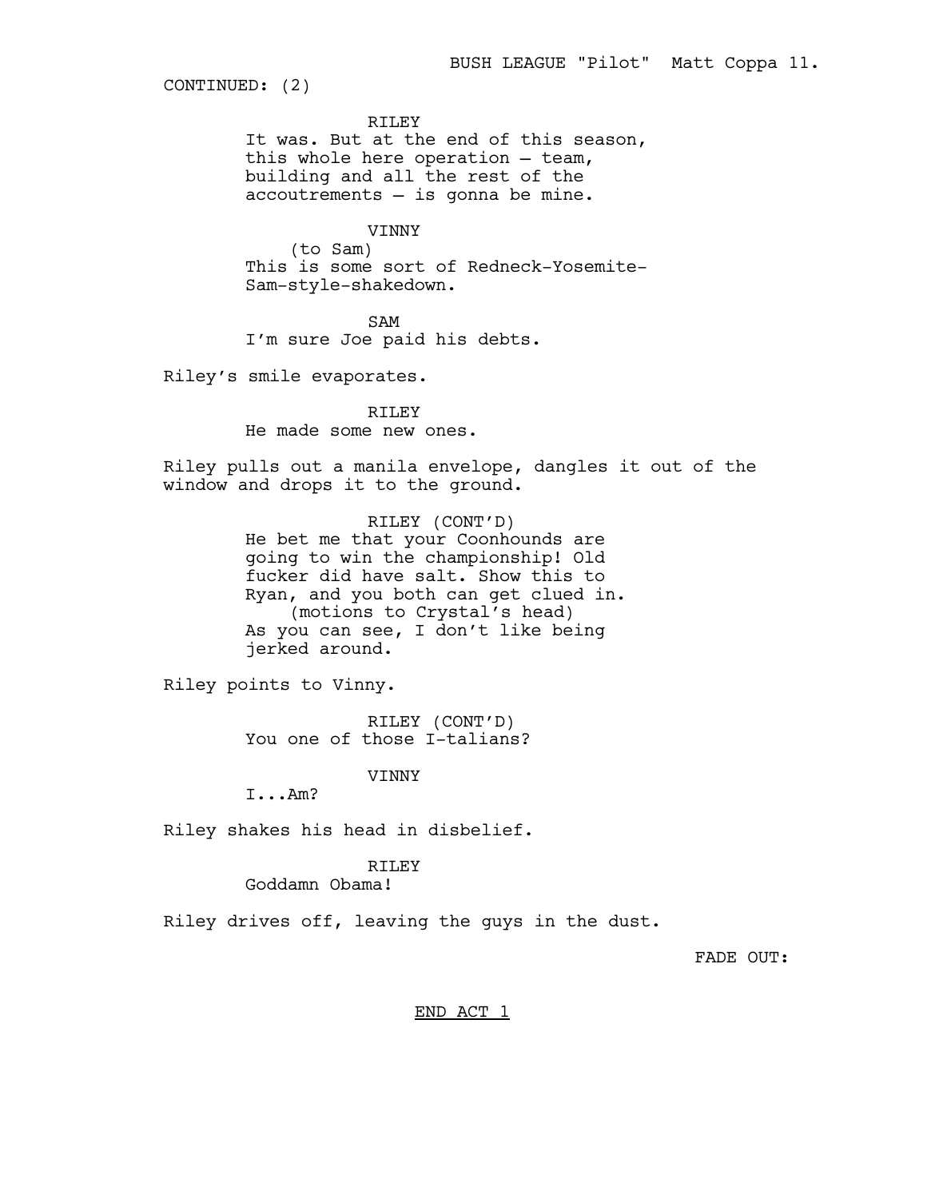CONTINUED: (2)

RILEY
It was. But at the end of this season, this whole here operation – team, building and all the rest of the accoutrements – is gonna be mine.

VINNY
(to Sam)
This is some sort of Redneck-Yosemite-Sam-style-shakedown.

SAM
I'm sure Joe paid his debts.

Riley's smile evaporates.

RILEY
He made some new ones.

Riley pulls out a manila envelope, dangles it out of the window and drops it to the ground.

RILEY (CONT'D)
He bet me that your Coonhounds are going to win the championship! Old fucker did have salt. Show this to Ryan, and you both can get clued in.
(motions to Crystal's head)
As you can see, I don't like being jerked around.

Riley points to Vinny.

RILEY (CONT'D)
You one of those I-talians?

VINNY
I...Am?

Riley shakes his head in disbelief.

RILEY
Goddamn Obama!

Riley drives off, leaving the guys in the dust.

FADE OUT:

END ACT 1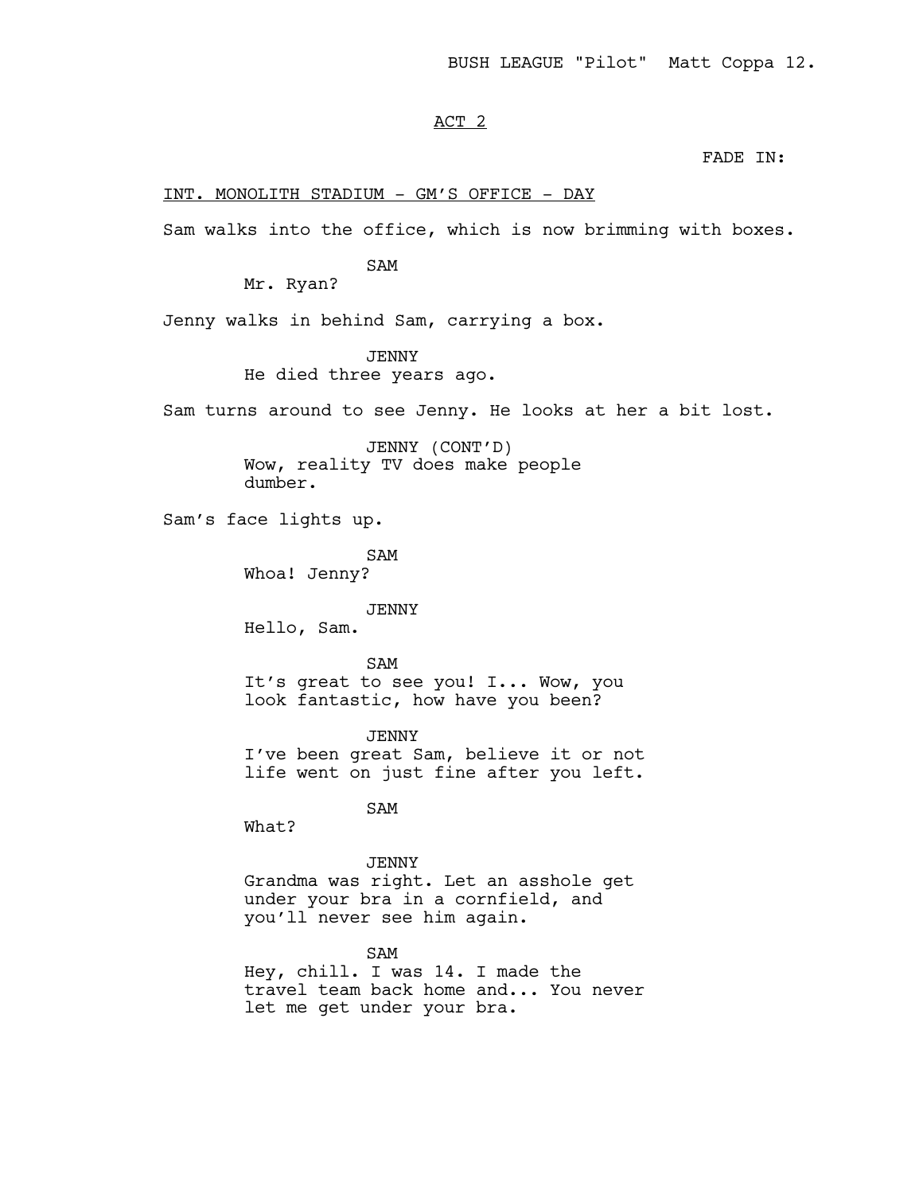ACT 2

FADE IN:

INT. MONOLITH STADIUM - GM'S OFFICE - DAY

Sam walks into the office, which is now brimming with boxes.

SAM
Mr. Ryan?

Jenny walks in behind Sam, carrying a box.

JENNY
He died three years ago.

Sam turns around to see Jenny. He looks at her a bit lost.

JENNY (CONT'D)
Wow, reality TV does make people dumber.

Sam's face lights up.

SAM
Whoa! Jenny?

JENNY
Hello, Sam.

SAM
It's great to see you! I... Wow, you look fantastic, how have you been?

JENNY
I've been great Sam, believe it or not life went on just fine after you left.

SAM
What?

JENNY
Grandma was right. Let an asshole get under your bra in a cornfield, and you'll never see him again.

SAM
Hey, chill. I was 14. I made the travel team back home and... You never let me get under your bra.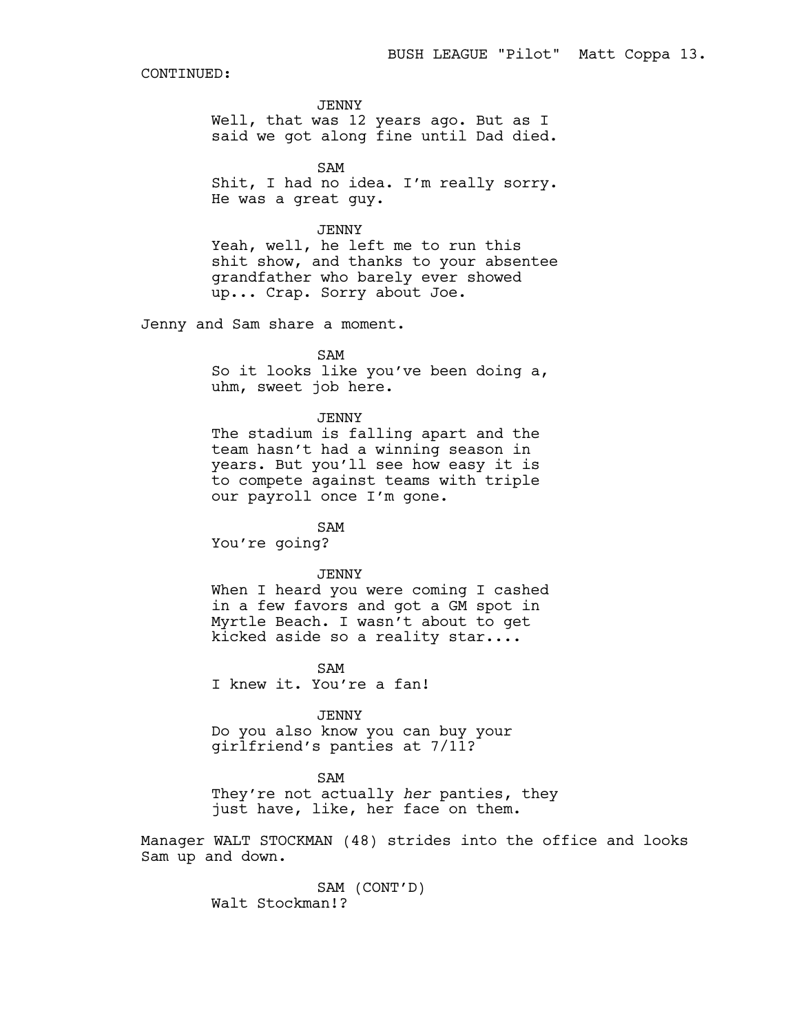CONTINUED:

JENNY

Well, that was 12 years ago. But as I said we got along fine until Dad died.

SAM

Shit, I had no idea. I'm really sorry. He was a great guy.

JENNY

Yeah, well, he left me to run this shit show, and thanks to your absentee grandfather who barely ever showed up... Crap. Sorry about Joe.

Jenny and Sam share a moment.

SAM

So it looks like you've been doing a, uhm, sweet job here.

JENNY

The stadium is falling apart and the team hasn't had a winning season in years. But you'll see how easy it is to compete against teams with triple our payroll once I'm gone.

SAM

You're going?

JENNY

When I heard you were coming I cashed in a few favors and got a GM spot in Myrtle Beach. I wasn't about to get kicked aside so a reality star....

SAM

I knew it. You're a fan!

JENNY

Do you also know you can buy your girlfriend's panties at 7/11?

SAM

They're not actually *her* panties, they just have, like, her face on them.

Manager WALT STOCKMAN (48) strides into the office and looks Sam up and down.

SAM (CONT'D)

Walt Stockman!?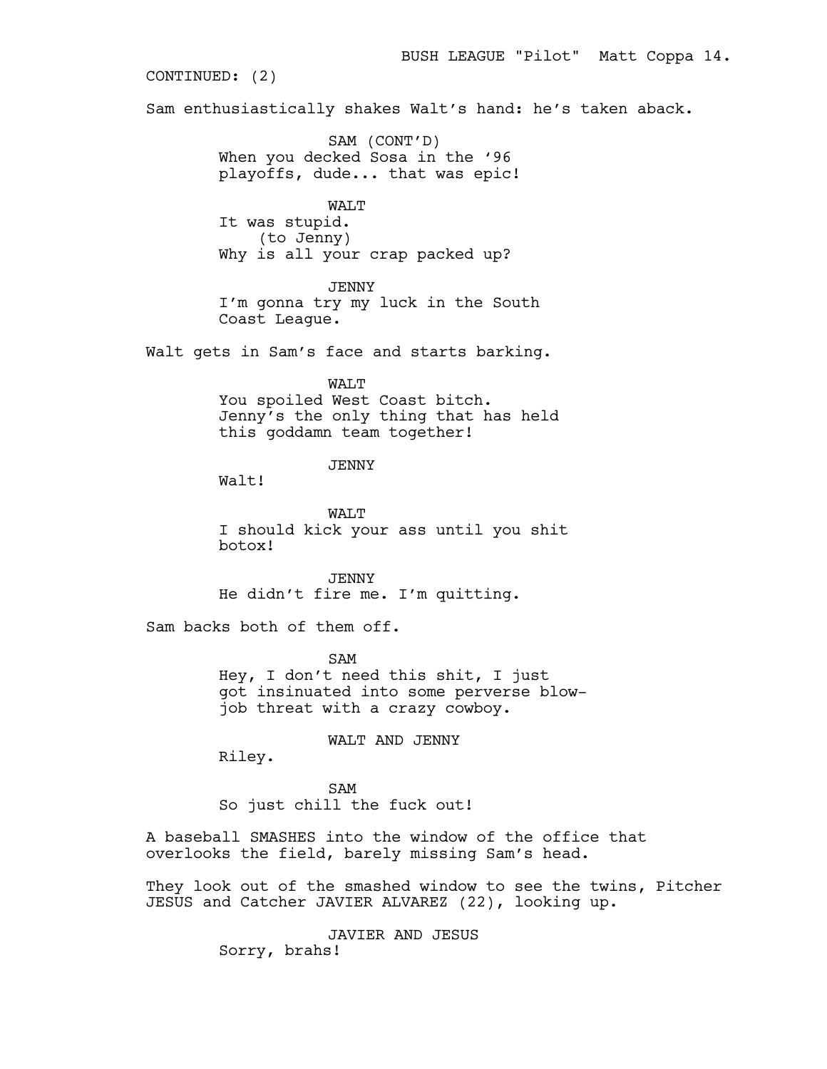CONTINUED: (2)

Sam enthusiastically shakes Walt's hand: he's taken aback.

SAM (CONT'D)
When you decked Sosa in the '96 playoffs, dude... that was epic!

WALT
It was stupid.
(to Jenny)
Why is all your crap packed up?

JENNY
I'm gonna try my luck in the South Coast League.

Walt gets in Sam's face and starts barking.

WALT
You spoiled West Coast bitch. Jenny's the only thing that has held this goddamn team together!

JENNY
Walt!

WALT
I should kick your ass until you shit botox!

JENNY
He didn't fire me. I'm quitting.

Sam backs both of them off.

SAM
Hey, I don't need this shit, I just got insinuated into some perverse blow-job threat with a crazy cowboy.

WALT AND JENNY
Riley.

SAM
So just chill the fuck out!

A baseball SMASHES into the window of the office that overlooks the field, barely missing Sam's head.

They look out of the smashed window to see the twins, Pitcher JESUS and Catcher JAVIER ALVAREZ (22), looking up.

JAVIER AND JESUS
Sorry, brahs!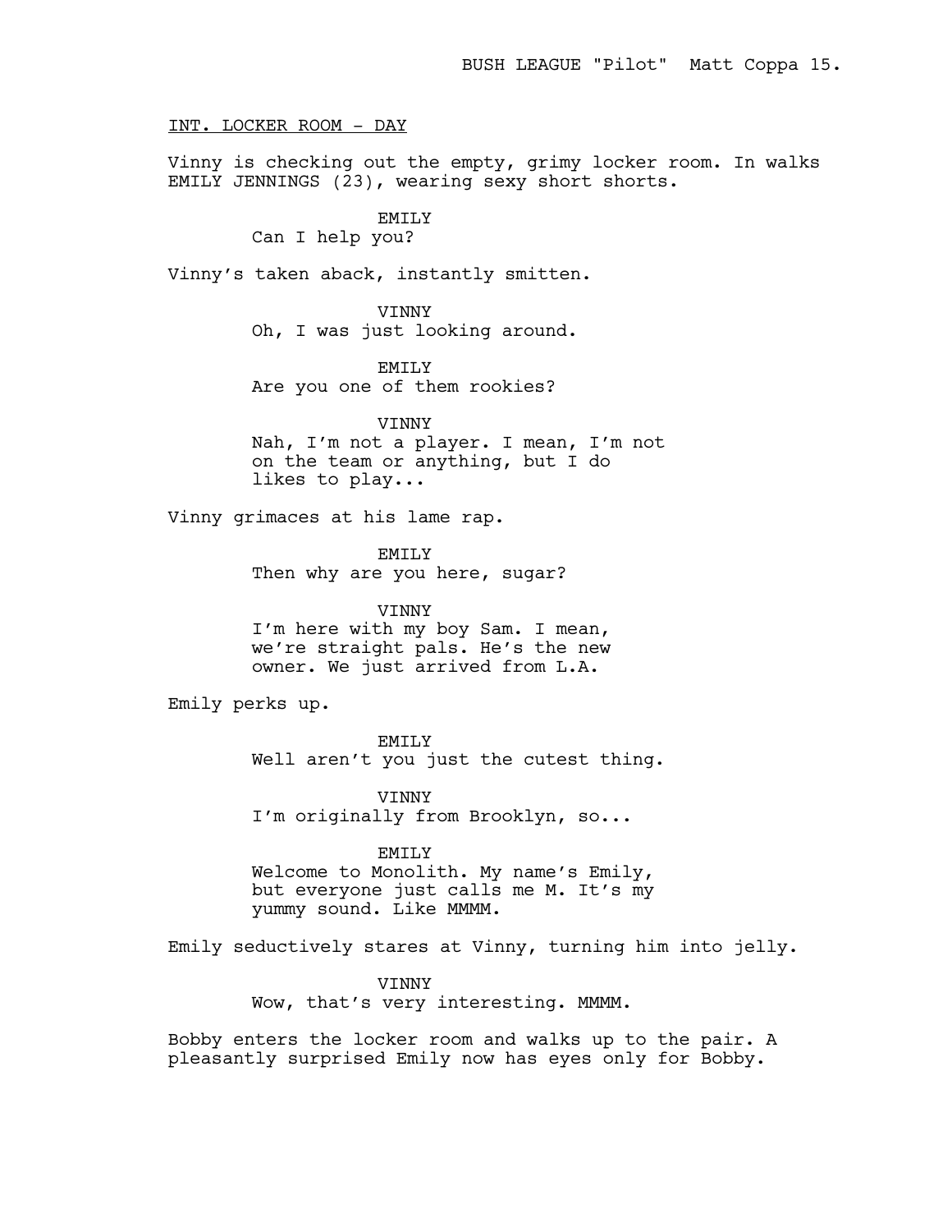INT. LOCKER ROOM - DAY

Vinny is checking out the empty, grimy locker room. In walks EMILY JENNINGS (23), wearing sexy short shorts.

EMILY
Can I help you?

Vinny's taken aback, instantly smitten.

VINNY
Oh, I was just looking around.

EMILY
Are you one of them rookies?

VINNY
Nah, I'm not a player. I mean, I'm not on the team or anything, but I do likes to play...

Vinny grimaces at his lame rap.

EMILY
Then why are you here, sugar?

VINNY
I'm here with my boy Sam. I mean, we're straight pals. He's the new owner. We just arrived from L.A.

Emily perks up.

EMILY
Well aren't you just the cutest thing.

VINNY
I'm originally from Brooklyn, so...

EMILY
Welcome to Monolith. My name's Emily, but everyone just calls me M. It's my yummy sound. Like MMMM.

Emily seductively stares at Vinny, turning him into jelly.

VINNY
Wow, that's very interesting. MMMM.

Bobby enters the locker room and walks up to the pair. A pleasantly surprised Emily now has eyes only for Bobby.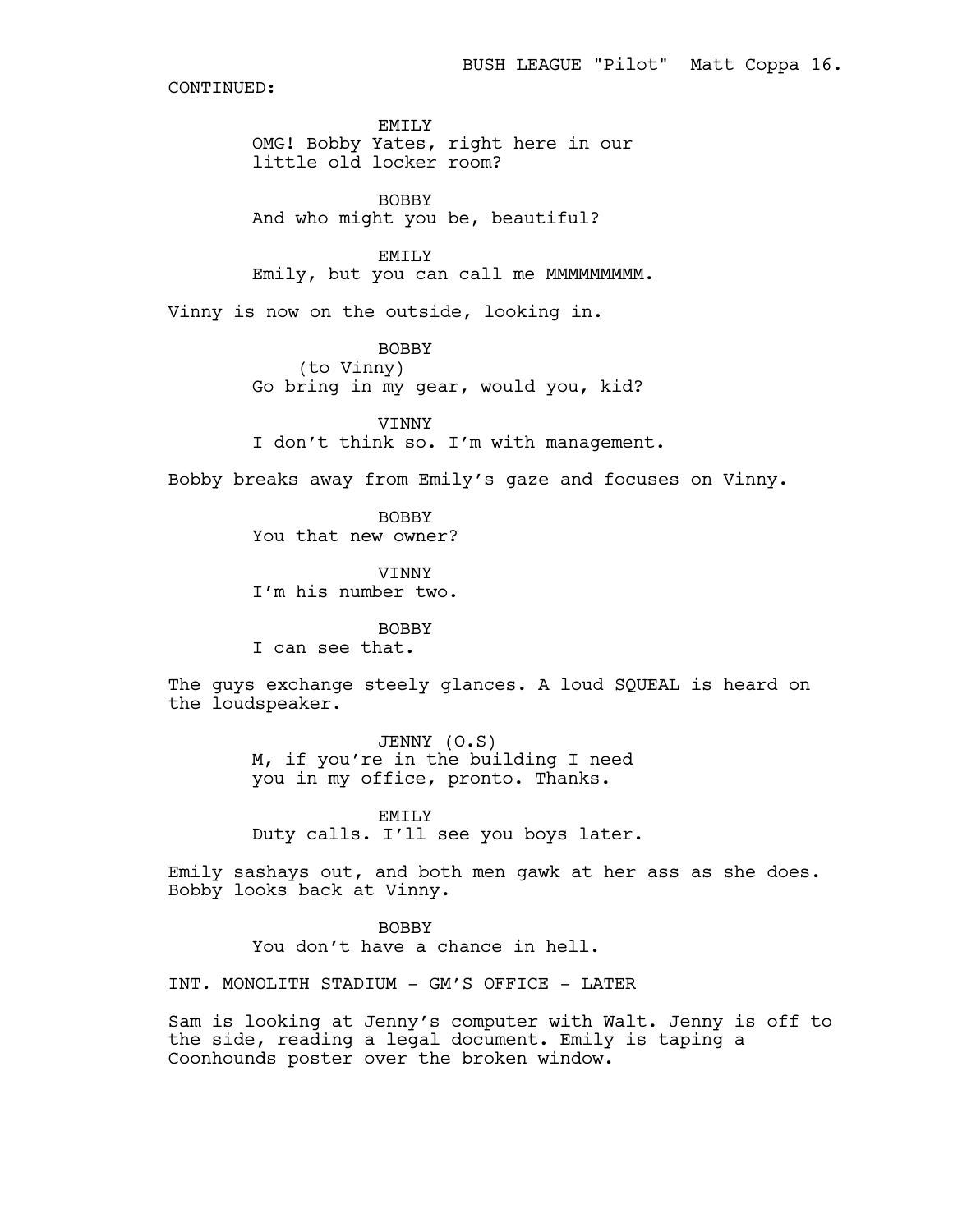CONTINUED:

EMILY
OMG! Bobby Yates, right here in our little old locker room?

BOBBY
And who might you be, beautiful?

EMILY
Emily, but you can call me MMMMMMMMM.

Vinny is now on the outside, looking in.

BOBBY
(to Vinny)
Go bring in my gear, would you, kid?

VINNY
I don't think so. I'm with management.

Bobby breaks away from Emily's gaze and focuses on Vinny.

BOBBY
You that new owner?

VINNY
I'm his number two.

BOBBY
I can see that.

The guys exchange steely glances. A loud SQUEAL is heard on the loudspeaker.

JENNY (O.S)
M, if you're in the building I need you in my office, pronto. Thanks.

EMILY
Duty calls. I'll see you boys later.

Emily sashays out, and both men gawk at her ass as she does. Bobby looks back at Vinny.

BOBBY
You don't have a chance in hell.

INT. MONOLITH STADIUM - GM'S OFFICE - LATER

Sam is looking at Jenny's computer with Walt. Jenny is off to the side, reading a legal document. Emily is taping a Coonhounds poster over the broken window.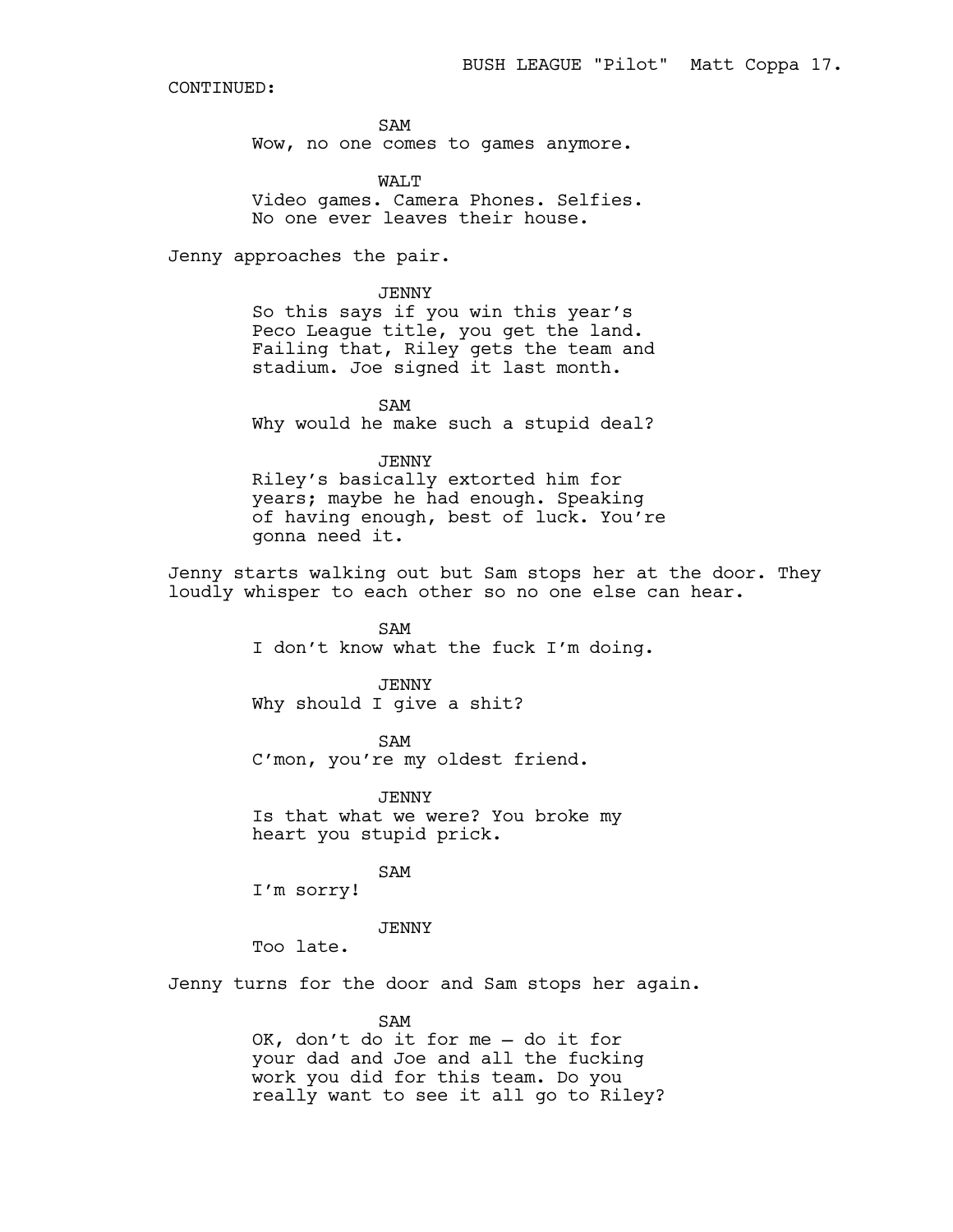CONTINUED:

SAM
Wow, no one comes to games anymore.

WALT
Video games. Camera Phones. Selfies. No one ever leaves their house.

Jenny approaches the pair.

JENNY
So this says if you win this year's Peco League title, you get the land. Failing that, Riley gets the team and stadium. Joe signed it last month.

SAM
Why would he make such a stupid deal?

JENNY
Riley's basically extorted him for years; maybe he had enough. Speaking of having enough, best of luck. You're gonna need it.

Jenny starts walking out but Sam stops her at the door. They loudly whisper to each other so no one else can hear.

SAM
I don't know what the fuck I'm doing.

JENNY
Why should I give a shit?

SAM
C'mon, you're my oldest friend.

JENNY
Is that what we were? You broke my heart you stupid prick.

SAM
I'm sorry!

JENNY
Too late.

Jenny turns for the door and Sam stops her again.

SAM
OK, don't do it for me – do it for your dad and Joe and all the fucking work you did for this team. Do you really want to see it all go to Riley?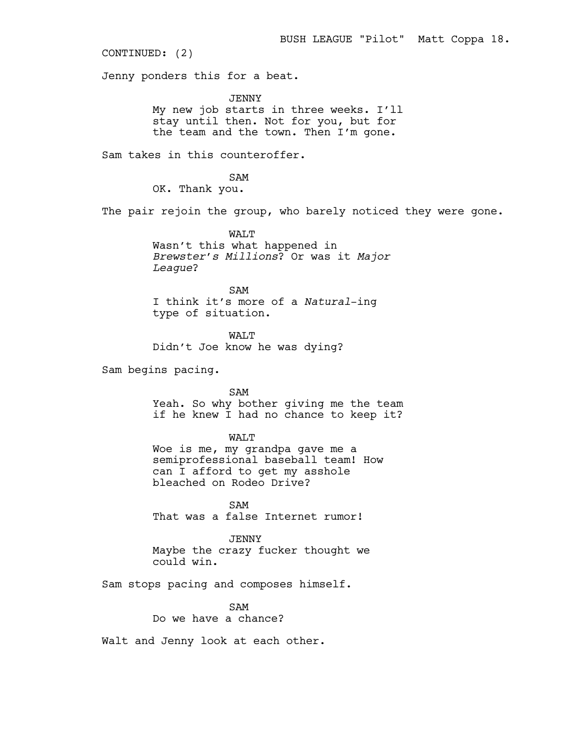CONTINUED: (2)

Jenny ponders this for a beat.

JENNY
My new job starts in three weeks. I'll stay until then. Not for you, but for the team and the town. Then I'm gone.

Sam takes in this counteroffer.

SAM
OK. Thank you.

The pair rejoin the group, who barely noticed they were gone.

WALT
Wasn't this what happened in *Brewster's Millions*? Or was it *Major League*?

SAM
I think it's more of a *Natural*-ing type of situation.

WALT
Didn't Joe know he was dying?

Sam begins pacing.

SAM
Yeah. So why bother giving me the team if he knew I had no chance to keep it?

WALT
Woe is me, my grandpa gave me a semiprofessional baseball team! How can I afford to get my asshole bleached on Rodeo Drive?

SAM
That was a false Internet rumor!

JENNY
Maybe the crazy fucker thought we could win.

Sam stops pacing and composes himself.

SAM
Do we have a chance?

Walt and Jenny look at each other.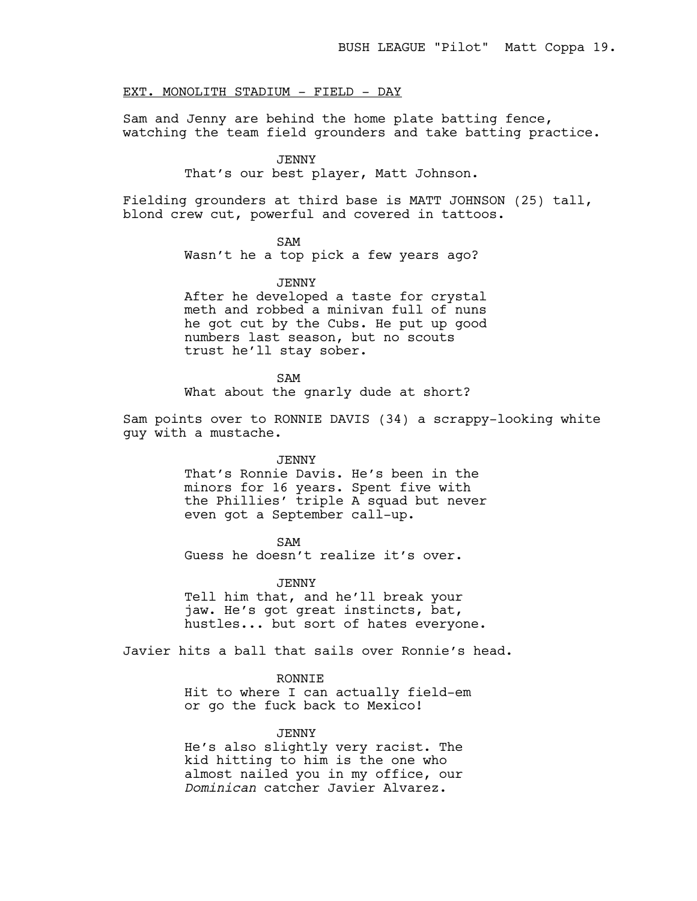EXT. MONOLITH STADIUM - FIELD - DAY

Sam and Jenny are behind the home plate batting fence, watching the team field grounders and take batting practice.

JENNY
That's our best player, Matt Johnson.

Fielding grounders at third base is MATT JOHNSON (25) tall, blond crew cut, powerful and covered in tattoos.

SAM
Wasn't he a top pick a few years ago?

JENNY
After he developed a taste for crystal meth and robbed a minivan full of nuns he got cut by the Cubs. He put up good numbers last season, but no scouts trust he'll stay sober.

SAM
What about the gnarly dude at short?

Sam points over to RONNIE DAVIS (34) a scrappy-looking white guy with a mustache.

JENNY
That's Ronnie Davis. He's been in the minors for 16 years. Spent five with the Phillies' triple A squad but never even got a September call-up.

SAM
Guess he doesn't realize it's over.

JENNY
Tell him that, and he'll break your jaw. He's got great instincts, bat, hustles... but sort of hates everyone.

Javier hits a ball that sails over Ronnie's head.

RONNIE
Hit to where I can actually field-em or go the fuck back to Mexico!

JENNY
He's also slightly very racist. The kid hitting to him is the one who almost nailed you in my office, our *Dominican* catcher Javier Alvarez.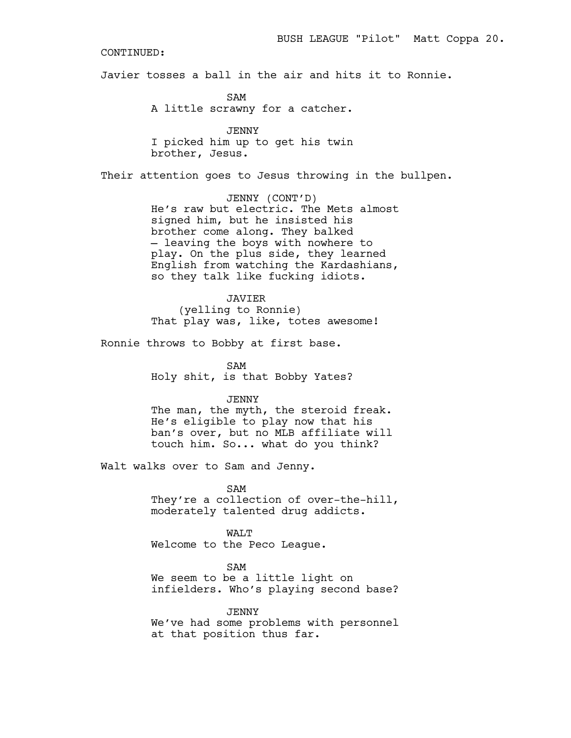CONTINUED:

Javier tosses a ball in the air and hits it to Ronnie.

SAM
A little scrawny for a catcher.

JENNY
I picked him up to get his twin brother, Jesus.

Their attention goes to Jesus throwing in the bullpen.

JENNY (CONT'D)
He's raw but electric. The Mets almost signed him, but he insisted his brother come along. They balked – leaving the boys with nowhere to play. On the plus side, they learned English from watching the Kardashians, so they talk like fucking idiots.

JAVIER
(yelling to Ronnie)
That play was, like, totes awesome!

Ronnie throws to Bobby at first base.

SAM
Holy shit, is that Bobby Yates?

JENNY
The man, the myth, the steroid freak. He's eligible to play now that his ban's over, but no MLB affiliate will touch him. So... what do you think?

Walt walks over to Sam and Jenny.

SAM
They're a collection of over-the-hill, moderately talented drug addicts.

WALT
Welcome to the Peco League.

SAM
We seem to be a little light on infielders. Who's playing second base?

JENNY
We've had some problems with personnel at that position thus far.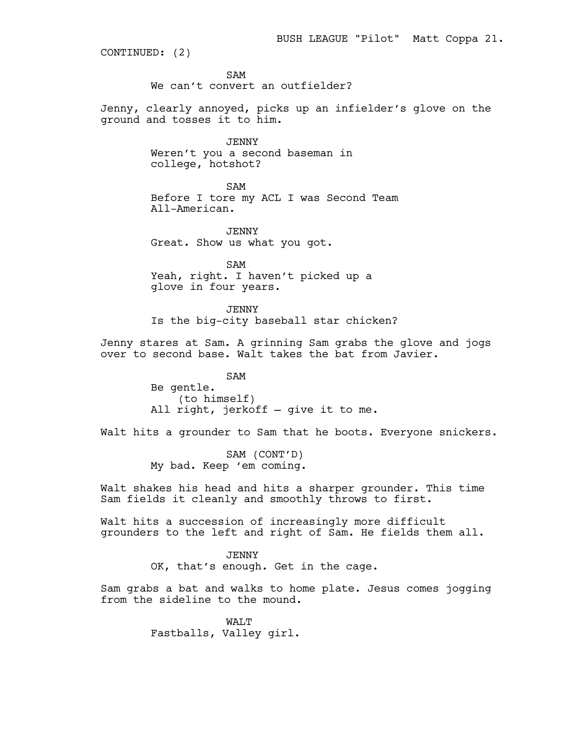CONTINUED: (2)

SAM
We can't convert an outfielder?

Jenny, clearly annoyed, picks up an infielder's glove on the ground and tosses it to him.

JENNY
Weren't you a second baseman in college, hotshot?

SAM
Before I tore my ACL I was Second Team All-American.

JENNY
Great. Show us what you got.

SAM
Yeah, right. I haven't picked up a glove in four years.

JENNY
Is the big-city baseball star chicken?

Jenny stares at Sam. A grinning Sam grabs the glove and jogs over to second base. Walt takes the bat from Javier.

SAM
Be gentle.
(to himself)
All right, jerkoff – give it to me.

Walt hits a grounder to Sam that he boots. Everyone snickers.

SAM (CONT'D)
My bad. Keep 'em coming.

Walt shakes his head and hits a sharper grounder. This time Sam fields it cleanly and smoothly throws to first.

Walt hits a succession of increasingly more difficult grounders to the left and right of Sam. He fields them all.

JENNY
OK, that's enough. Get in the cage.

Sam grabs a bat and walks to home plate. Jesus comes jogging from the sideline to the mound.

WALT
Fastballs, Valley girl.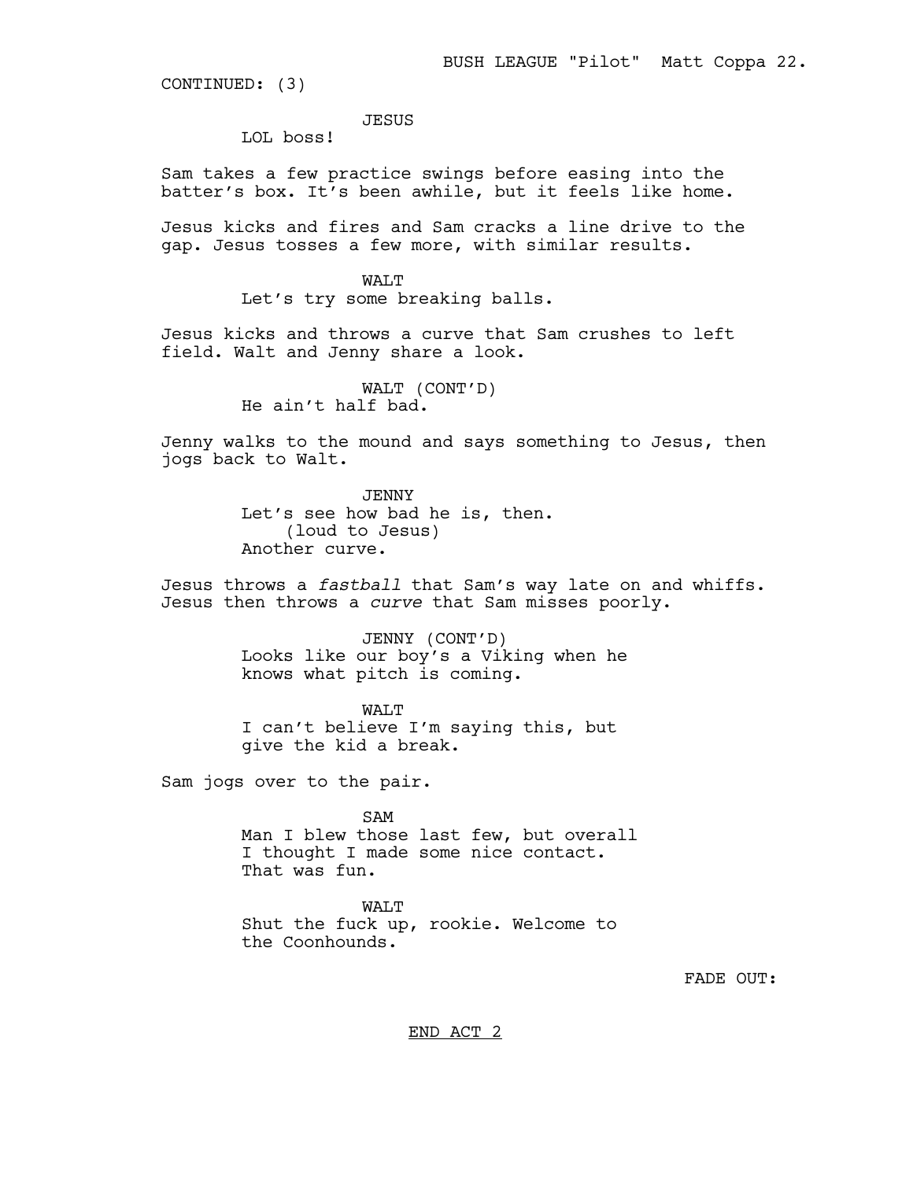CONTINUED: (3)

JESUS
LOL boss!

Sam takes a few practice swings before easing into the batter's box. It's been awhile, but it feels like home.

Jesus kicks and fires and Sam cracks a line drive to the gap. Jesus tosses a few more, with similar results.

WALT
Let's try some breaking balls.

Jesus kicks and throws a curve that Sam crushes to left field. Walt and Jenny share a look.

WALT (CONT'D)
He ain't half bad.

Jenny walks to the mound and says something to Jesus, then jogs back to Walt.

JENNY
Let's see how bad he is, then.
(loud to Jesus)
Another curve.

Jesus throws a *fastball* that Sam's way late on and whiffs. Jesus then throws a *curve* that Sam misses poorly.

JENNY (CONT'D)
Looks like our boy's a Viking when he knows what pitch is coming.

WALT
I can't believe I'm saying this, but give the kid a break.

Sam jogs over to the pair.

SAM
Man I blew those last few, but overall I thought I made some nice contact. That was fun.

WALT
Shut the fuck up, rookie. Welcome to the Coonhounds.

FADE OUT:

<u>END ACT 2</u>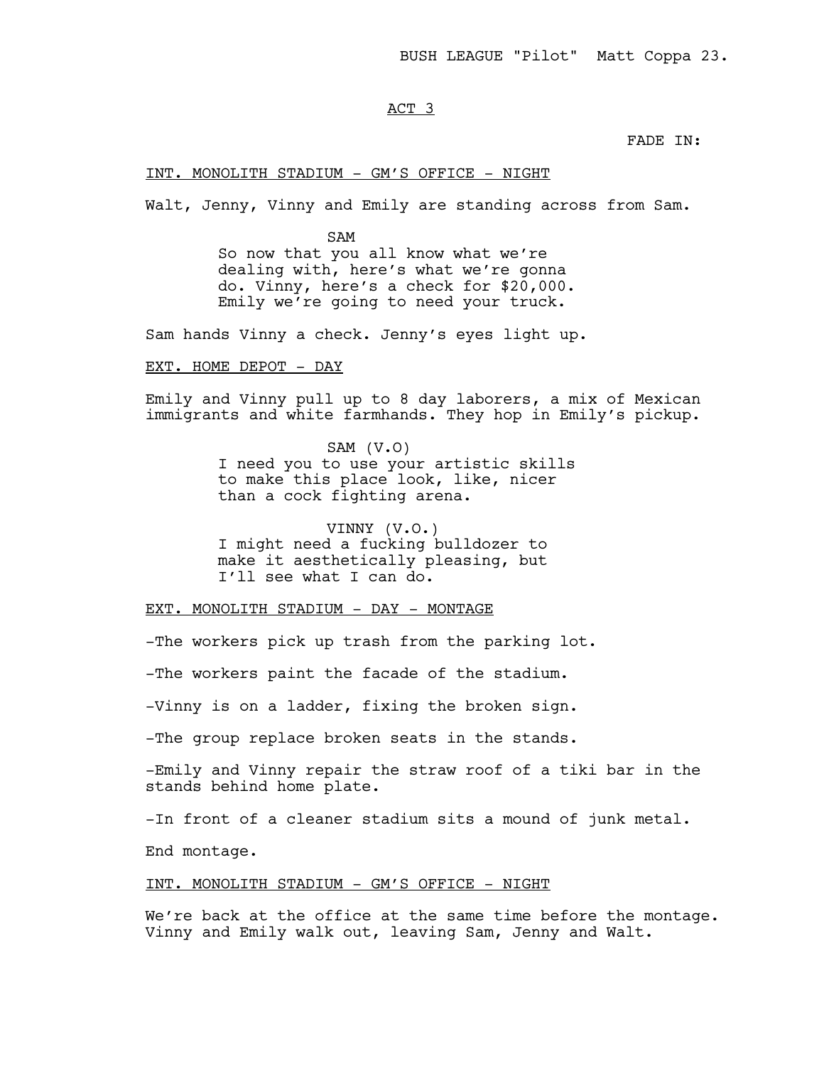ACT 3

FADE IN:

INT. MONOLITH STADIUM - GM'S OFFICE - NIGHT

Walt, Jenny, Vinny and Emily are standing across from Sam.

SAM
So now that you all know what we're dealing with, here's what we're gonna do. Vinny, here's a check for $20,000. Emily we're going to need your truck.

Sam hands Vinny a check. Jenny's eyes light up.

EXT. HOME DEPOT - DAY

Emily and Vinny pull up to 8 day laborers, a mix of Mexican immigrants and white farmhands. They hop in Emily's pickup.

SAM (V.O)
I need you to use your artistic skills to make this place look, like, nicer than a cock fighting arena.

VINNY (V.O.)
I might need a fucking bulldozer to make it aesthetically pleasing, but I'll see what I can do.

EXT. MONOLITH STADIUM - DAY - MONTAGE

-The workers pick up trash from the parking lot.

-The workers paint the facade of the stadium.

-Vinny is on a ladder, fixing the broken sign.

-The group replace broken seats in the stands.

-Emily and Vinny repair the straw roof of a tiki bar in the stands behind home plate.

-In front of a cleaner stadium sits a mound of junk metal.

End montage.

INT. MONOLITH STADIUM - GM'S OFFICE - NIGHT

We're back at the office at the same time before the montage. Vinny and Emily walk out, leaving Sam, Jenny and Walt.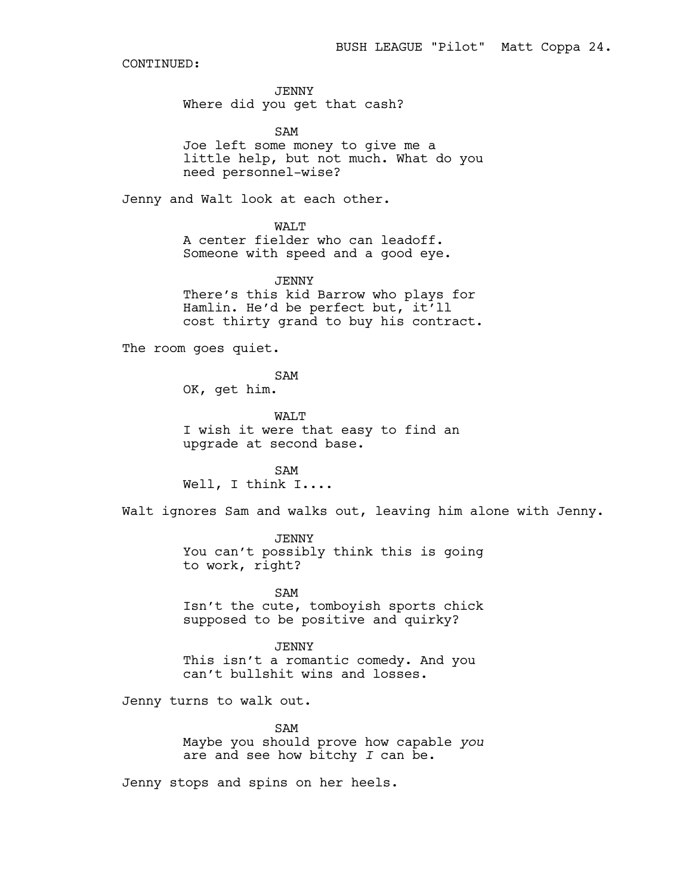CONTINUED:

JENNY
Where did you get that cash?

SAM
Joe left some money to give me a little help, but not much. What do you need personnel-wise?

Jenny and Walt look at each other.

WALT
A center fielder who can leadoff. Someone with speed and a good eye.

JENNY
There's this kid Barrow who plays for Hamlin. He'd be perfect but, it'll cost thirty grand to buy his contract.

The room goes quiet.

SAM
OK, get him.

WALT
I wish it were that easy to find an upgrade at second base.

SAM
Well, I think I....

Walt ignores Sam and walks out, leaving him alone with Jenny.

JENNY
You can't possibly think this is going to work, right?

SAM
Isn't the cute, tomboyish sports chick supposed to be positive and quirky?

JENNY
This isn't a romantic comedy. And you can't bullshit wins and losses.

Jenny turns to walk out.

SAM
Maybe you should prove how capable *you* are and see how bitchy *I* can be.

Jenny stops and spins on her heels.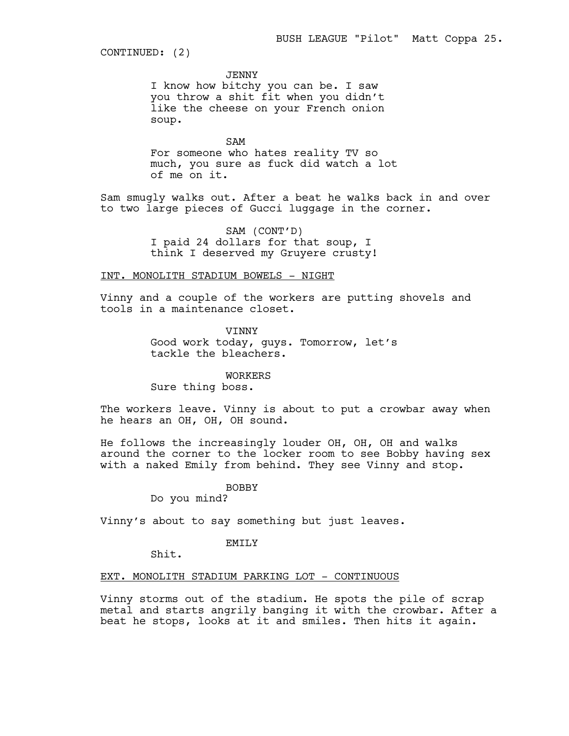CONTINUED: (2)

JENNY

I know how bitchy you can be. I saw you throw a shit fit when you didn't like the cheese on your French onion soup.

SAM

For someone who hates reality TV so much, you sure as fuck did watch a lot of me on it.

Sam smugly walks out. After a beat he walks back in and over to two large pieces of Gucci luggage in the corner.

SAM (CONT'D)

I paid 24 dollars for that soup, I think I deserved my Gruyere crusty!

INT. MONOLITH STADIUM BOWELS - NIGHT

Vinny and a couple of the workers are putting shovels and tools in a maintenance closet.

VINNY

Good work today, guys. Tomorrow, let's tackle the bleachers.

WORKERS

Sure thing boss.

The workers leave. Vinny is about to put a crowbar away when he hears an OH, OH, OH sound.

He follows the increasingly louder OH, OH, OH and walks around the corner to the locker room to see Bobby having sex with a naked Emily from behind. They see Vinny and stop.

BOBBY

Do you mind?

Vinny's about to say something but just leaves.

EMILY

Shit.

EXT. MONOLITH STADIUM PARKING LOT - CONTINUOUS

Vinny storms out of the stadium. He spots the pile of scrap metal and starts angrily banging it with the crowbar. After a beat he stops, looks at it and smiles. Then hits it again.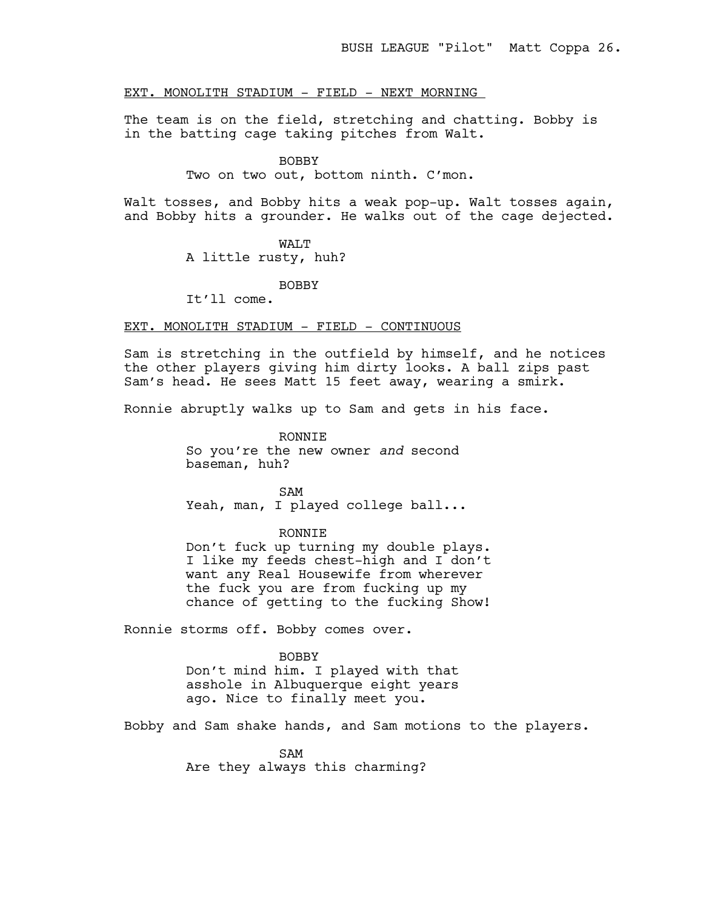EXT. MONOLITH STADIUM - FIELD - NEXT MORNING

The team is on the field, stretching and chatting. Bobby is in the batting cage taking pitches from Walt.

BOBBY
Two on two out, bottom ninth. C'mon.

Walt tosses, and Bobby hits a weak pop-up. Walt tosses again, and Bobby hits a grounder. He walks out of the cage dejected.

WALT
A little rusty, huh?

BOBBY
It'll come.

EXT. MONOLITH STADIUM - FIELD - CONTINUOUS

Sam is stretching in the outfield by himself, and he notices the other players giving him dirty looks. A ball zips past Sam's head. He sees Matt 15 feet away, wearing a smirk.

Ronnie abruptly walks up to Sam and gets in his face.

RONNIE
So you're the new owner *and* second baseman, huh?

SAM
Yeah, man, I played college ball...

RONNIE
Don't fuck up turning my double plays. I like my feeds chest-high and I don't want any Real Housewife from wherever the fuck you are from fucking up my chance of getting to the fucking Show!

Ronnie storms off. Bobby comes over.

BOBBY
Don't mind him. I played with that asshole in Albuquerque eight years ago. Nice to finally meet you.

Bobby and Sam shake hands, and Sam motions to the players.

SAM
Are they always this charming?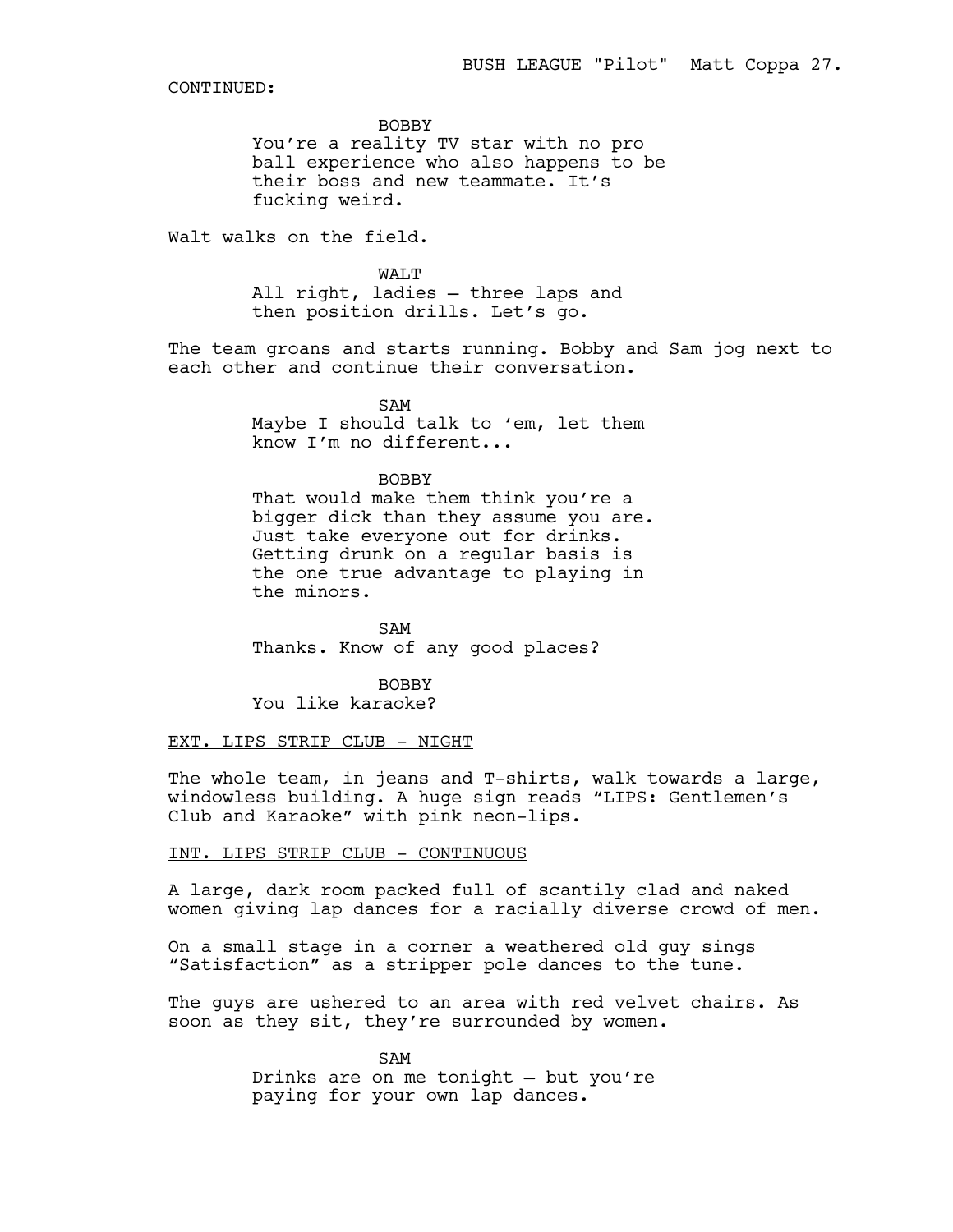CONTINUED:

BOBBY
You're a reality TV star with no pro ball experience who also happens to be their boss and new teammate. It's fucking weird.

Walt walks on the field.

WALT
All right, ladies – three laps and then position drills. Let's go.

The team groans and starts running. Bobby and Sam jog next to each other and continue their conversation.

SAM
Maybe I should talk to 'em, let them know I'm no different...

BOBBY
That would make them think you're a bigger dick than they assume you are. Just take everyone out for drinks. Getting drunk on a regular basis is the one true advantage to playing in the minors.

SAM
Thanks. Know of any good places?

BOBBY
You like karaoke?

EXT. LIPS STRIP CLUB - NIGHT

The whole team, in jeans and T-shirts, walk towards a large, windowless building. A huge sign reads "LIPS: Gentlemen's Club and Karaoke" with pink neon-lips.

INT. LIPS STRIP CLUB - CONTINUOUS

A large, dark room packed full of scantily clad and naked women giving lap dances for a racially diverse crowd of men.

On a small stage in a corner a weathered old guy sings "Satisfaction" as a stripper pole dances to the tune.

The guys are ushered to an area with red velvet chairs. As soon as they sit, they're surrounded by women.

SAM
Drinks are on me tonight – but you're paying for your own lap dances.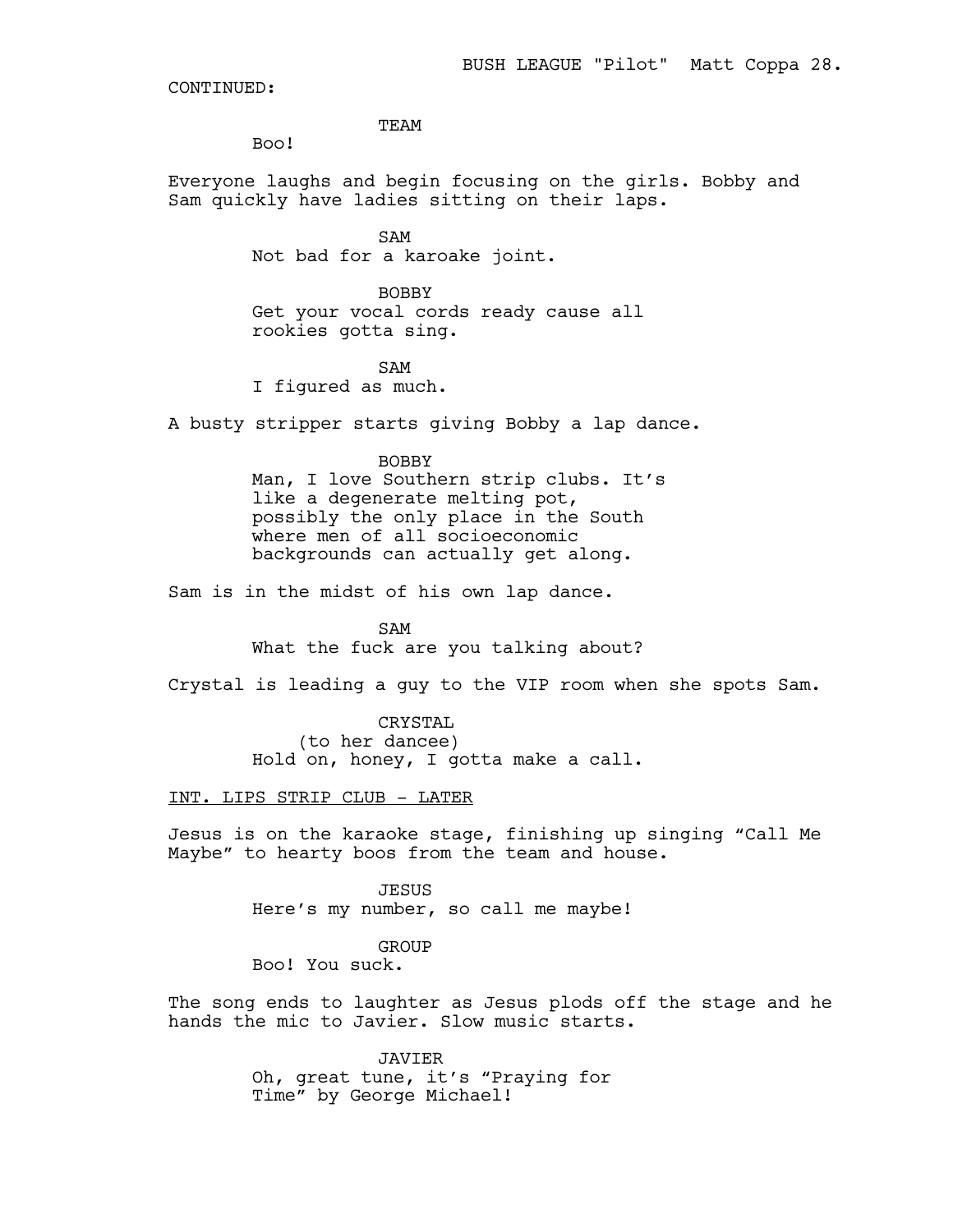CONTINUED:

TEAM
Boo!

Everyone laughs and begin focusing on the girls. Bobby and Sam quickly have ladies sitting on their laps.

SAM
Not bad for a karoake joint.

BOBBY
Get your vocal cords ready cause all rookies gotta sing.

SAM
I figured as much.

A busty stripper starts giving Bobby a lap dance.

BOBBY
Man, I love Southern strip clubs. It's like a degenerate melting pot, possibly the only place in the South where men of all socioeconomic backgrounds can actually get along.

Sam is in the midst of his own lap dance.

SAM
What the fuck are you talking about?

Crystal is leading a guy to the VIP room when she spots Sam.

CRYSTAL
(to her dancee)
Hold on, honey, I gotta make a call.

INT. LIPS STRIP CLUB - LATER

Jesus is on the karaoke stage, finishing up singing "Call Me Maybe" to hearty boos from the team and house.

JESUS
Here's my number, so call me maybe!

GROUP
Boo! You suck.

The song ends to laughter as Jesus plods off the stage and he hands the mic to Javier. Slow music starts.

JAVIER
Oh, great tune, it's "Praying for Time" by George Michael!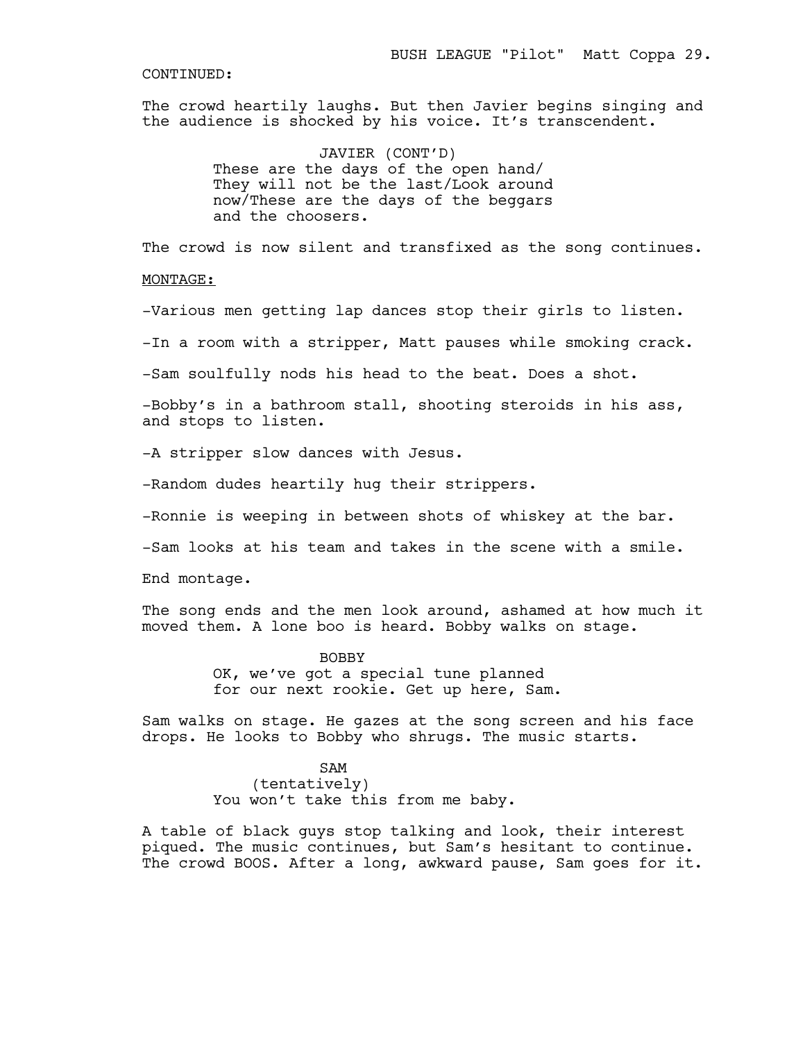CONTINUED:

The crowd heartily laughs. But then Javier begins singing and the audience is shocked by his voice. It's transcendent.

JAVIER (CONT'D)
These are the days of the open hand/ They will not be the last/Look around now/These are the days of the beggars and the choosers.

The crowd is now silent and transfixed as the song continues.

MONTAGE:

-Various men getting lap dances stop their girls to listen.

-In a room with a stripper, Matt pauses while smoking crack.

-Sam soulfully nods his head to the beat. Does a shot.

-Bobby's in a bathroom stall, shooting steroids in his ass, and stops to listen.

-A stripper slow dances with Jesus.

-Random dudes heartily hug their strippers.

-Ronnie is weeping in between shots of whiskey at the bar.

-Sam looks at his team and takes in the scene with a smile.

End montage.

The song ends and the men look around, ashamed at how much it moved them. A lone boo is heard. Bobby walks on stage.

BOBBY
OK, we've got a special tune planned for our next rookie. Get up here, Sam.

Sam walks on stage. He gazes at the song screen and his face drops. He looks to Bobby who shrugs. The music starts.

SAM
(tentatively)
You won't take this from me baby.

A table of black guys stop talking and look, their interest piqued. The music continues, but Sam's hesitant to continue. The crowd BOOS. After a long, awkward pause, Sam goes for it.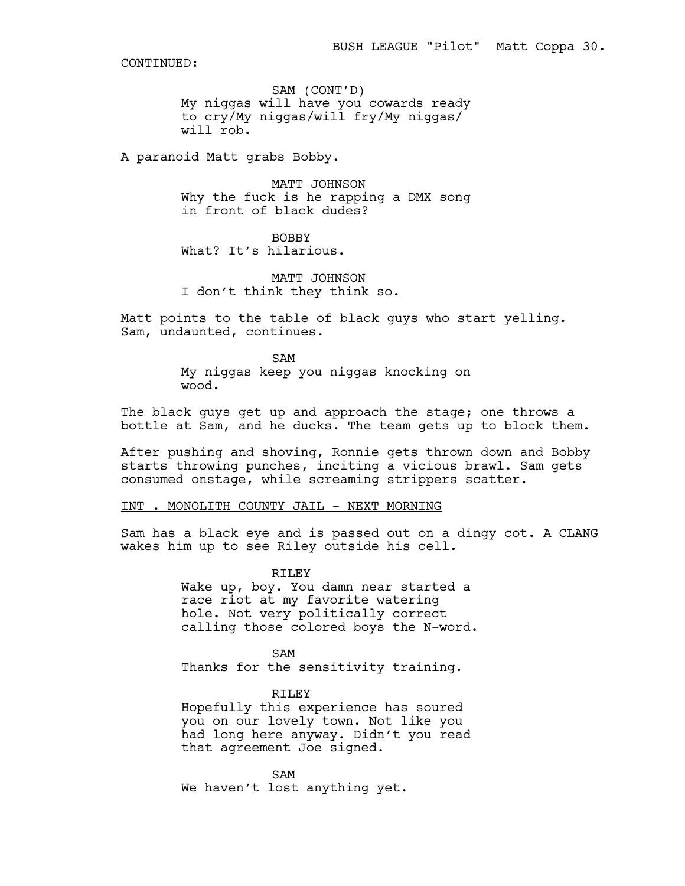CONTINUED:

SAM (CONT'D)
My niggas will have you cowards ready to cry/My niggas/will fry/My niggas/ will rob.

A paranoid Matt grabs Bobby.

MATT JOHNSON
Why the fuck is he rapping a DMX song in front of black dudes?

BOBBY
What? It's hilarious.

MATT JOHNSON
I don't think they think so.

Matt points to the table of black guys who start yelling. Sam, undaunted, continues.

SAM
My niggas keep you niggas knocking on wood.

The black guys get up and approach the stage; one throws a bottle at Sam, and he ducks. The team gets up to block them.

After pushing and shoving, Ronnie gets thrown down and Bobby starts throwing punches, inciting a vicious brawl. Sam gets consumed onstage, while screaming strippers scatter.

INT . MONOLITH COUNTY JAIL - NEXT MORNING

Sam has a black eye and is passed out on a dingy cot. A CLANG wakes him up to see Riley outside his cell.

RILEY
Wake up, boy. You damn near started a race riot at my favorite watering hole. Not very politically correct calling those colored boys the N-word.

SAM
Thanks for the sensitivity training.

RILEY
Hopefully this experience has soured you on our lovely town. Not like you had long here anyway. Didn't you read that agreement Joe signed.

SAM
We haven't lost anything yet.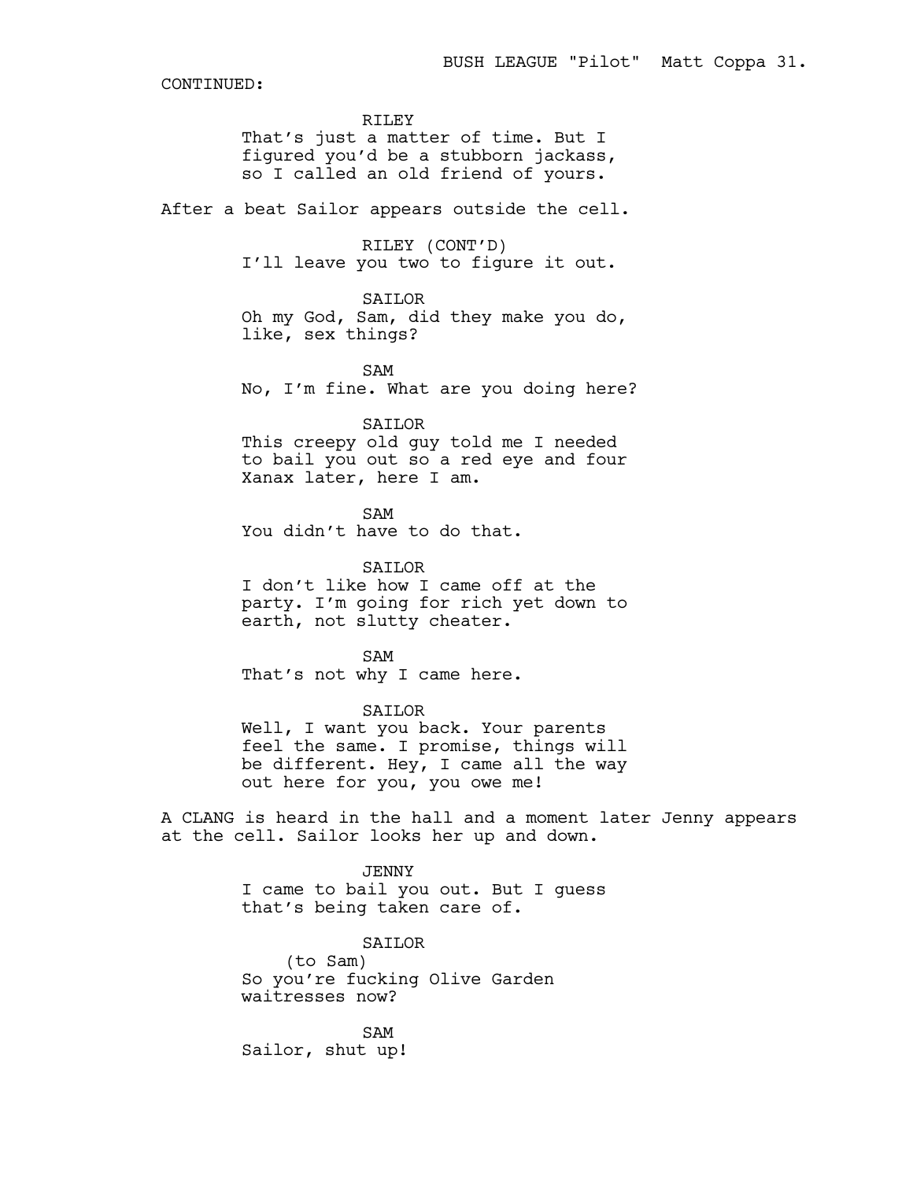CONTINUED:

RILEY
That's just a matter of time. But I figured you'd be a stubborn jackass, so I called an old friend of yours.

After a beat Sailor appears outside the cell.

RILEY (CONT'D)
I'll leave you two to figure it out.

SAILOR
Oh my God, Sam, did they make you do, like, sex things?

SAM
No, I'm fine. What are you doing here?

SAILOR
This creepy old guy told me I needed to bail you out so a red eye and four Xanax later, here I am.

SAM
You didn't have to do that.

SAILOR
I don't like how I came off at the party. I'm going for rich yet down to earth, not slutty cheater.

SAM
That's not why I came here.

SAILOR
Well, I want you back. Your parents feel the same. I promise, things will be different. Hey, I came all the way out here for you, you owe me!

A CLANG is heard in the hall and a moment later Jenny appears at the cell. Sailor looks her up and down.

JENNY
I came to bail you out. But I guess that's being taken care of.

SAILOR
(to Sam)
So you're fucking Olive Garden waitresses now?

SAM
Sailor, shut up!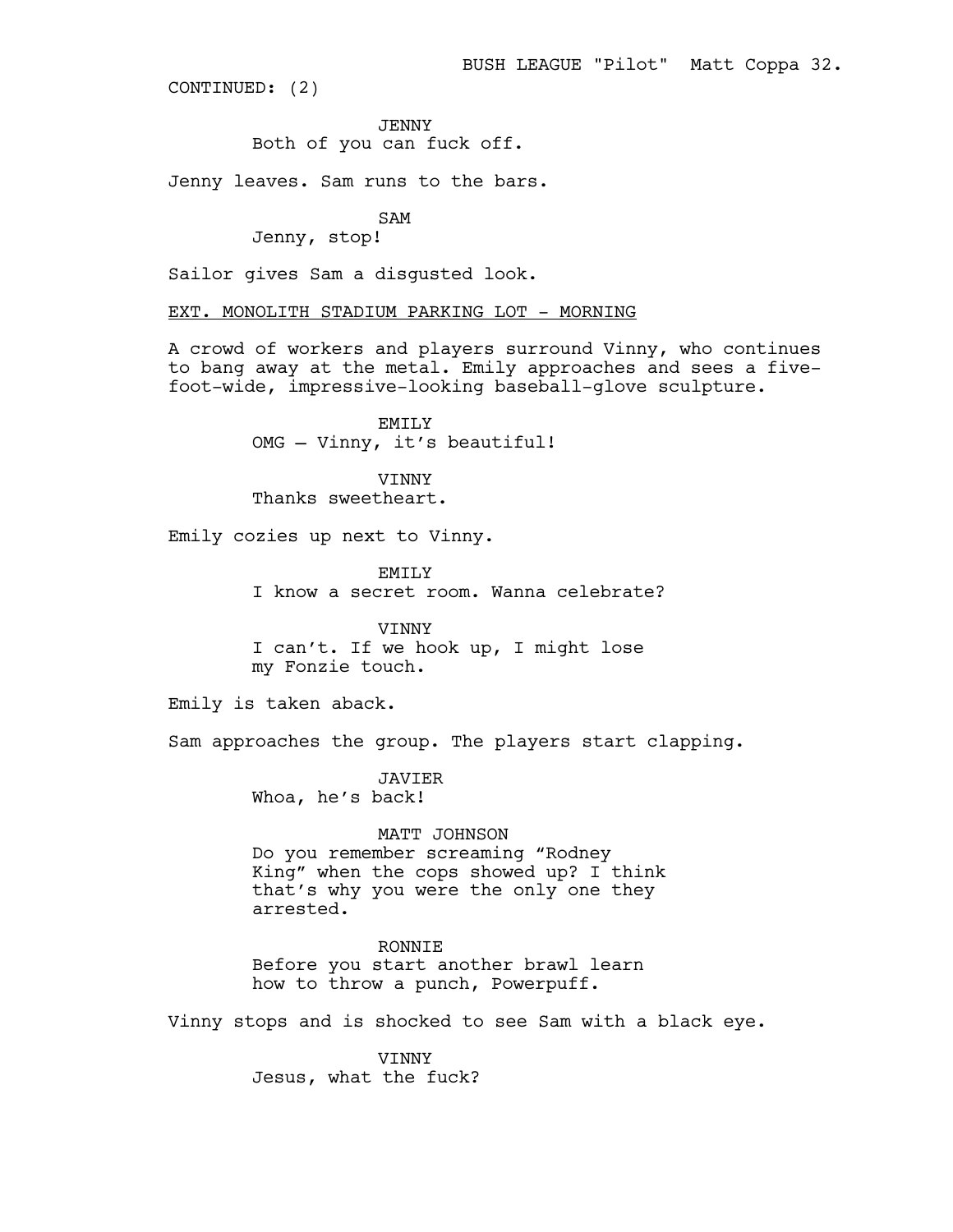CONTINUED: (2)

JENNY
Both of you can fuck off.

Jenny leaves. Sam runs to the bars.

SAM
Jenny, stop!

Sailor gives Sam a disgusted look.

EXT. MONOLITH STADIUM PARKING LOT - MORNING

A crowd of workers and players surround Vinny, who continues to bang away at the metal. Emily approaches and sees a five-foot-wide, impressive-looking baseball-glove sculpture.

EMILY
OMG — Vinny, it's beautiful!

VINNY
Thanks sweetheart.

Emily cozies up next to Vinny.

EMILY
I know a secret room. Wanna celebrate?

VINNY
I can't. If we hook up, I might lose my Fonzie touch.

Emily is taken aback.

Sam approaches the group. The players start clapping.

JAVIER
Whoa, he's back!

MATT JOHNSON
Do you remember screaming "Rodney King" when the cops showed up? I think that's why you were the only one they arrested.

RONNIE
Before you start another brawl learn how to throw a punch, Powerpuff.

Vinny stops and is shocked to see Sam with a black eye.

VINNY
Jesus, what the fuck?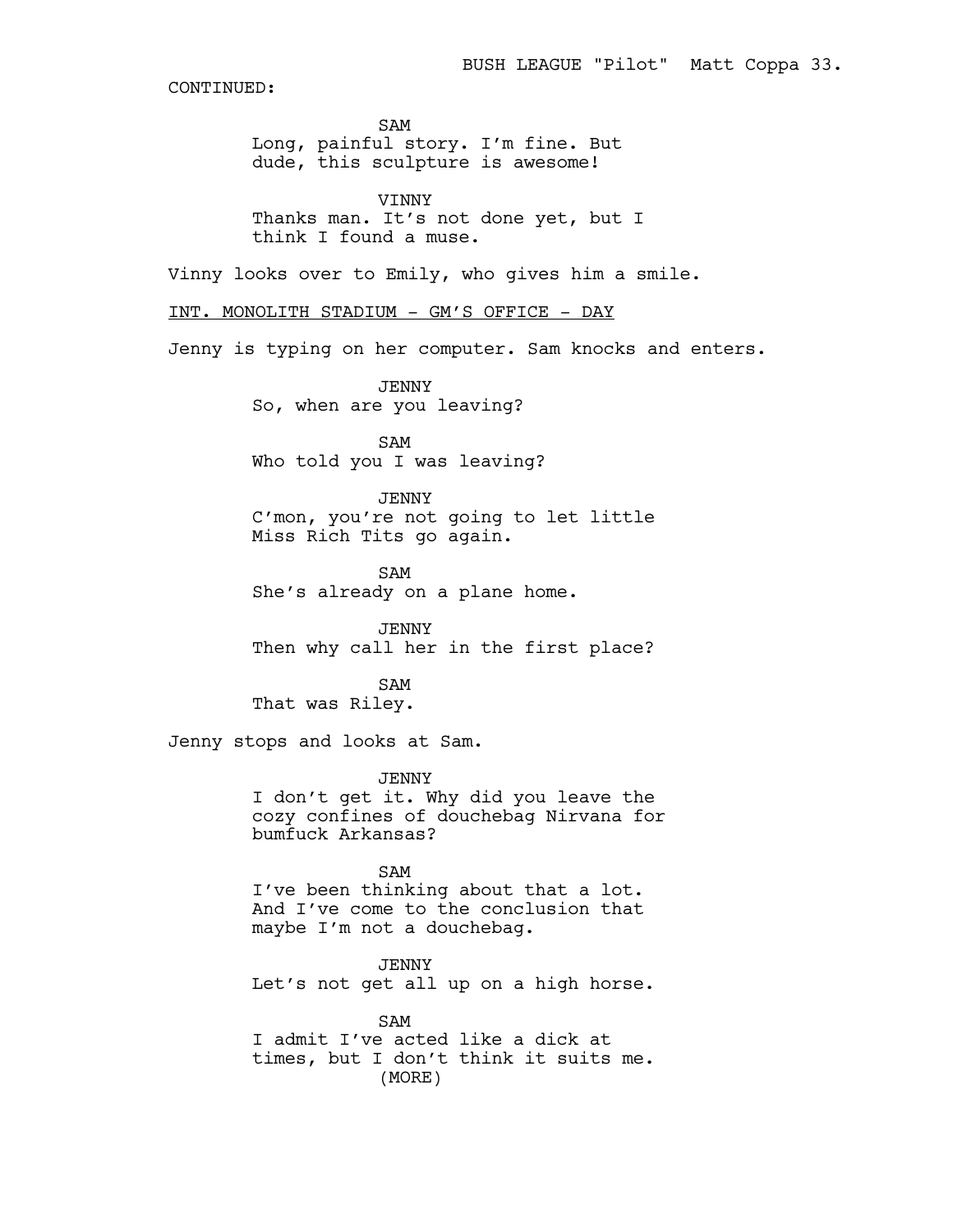CONTINUED:

SAM
Long, painful story. I'm fine. But dude, this sculpture is awesome!

VINNY
Thanks man. It's not done yet, but I think I found a muse.

Vinny looks over to Emily, who gives him a smile.

INT. MONOLITH STADIUM - GM'S OFFICE - DAY

Jenny is typing on her computer. Sam knocks and enters.

JENNY
So, when are you leaving?

SAM
Who told you I was leaving?

JENNY
C'mon, you're not going to let little Miss Rich Tits go again.

SAM
She's already on a plane home.

JENNY
Then why call her in the first place?

SAM
That was Riley.

Jenny stops and looks at Sam.

JENNY
I don't get it. Why did you leave the cozy confines of douchebag Nirvana for bumfuck Arkansas?

SAM
I've been thinking about that a lot. And I've come to the conclusion that maybe I'm not a douchebag.

JENNY
Let's not get all up on a high horse.

SAM
I admit I've acted like a dick at times, but I don't think it suits me.
(MORE)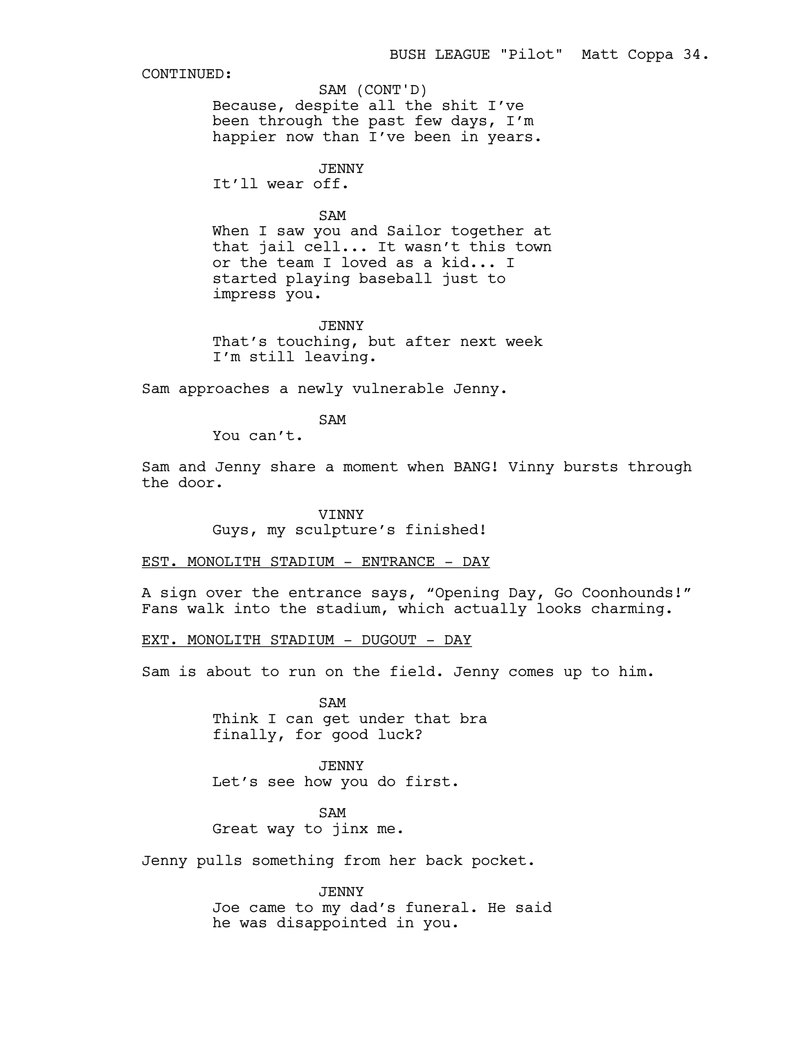CONTINUED:

SAM (CONT'D)
Because, despite all the shit I've been through the past few days, I'm happier now than I've been in years.

JENNY
It'll wear off.

SAM
When I saw you and Sailor together at that jail cell... It wasn't this town or the team I loved as a kid... I started playing baseball just to impress you.

JENNY
That's touching, but after next week I'm still leaving.

Sam approaches a newly vulnerable Jenny.

SAM
You can't.

Sam and Jenny share a moment when BANG! Vinny bursts through the door.

VINNY
Guys, my sculpture's finished!

EST. MONOLITH STADIUM - ENTRANCE - DAY

A sign over the entrance says, "Opening Day, Go Coonhounds!" Fans walk into the stadium, which actually looks charming.

EXT. MONOLITH STADIUM - DUGOUT - DAY

Sam is about to run on the field. Jenny comes up to him.

SAM
Think I can get under that bra finally, for good luck?

JENNY
Let's see how you do first.

SAM
Great way to jinx me.

Jenny pulls something from her back pocket.

JENNY
Joe came to my dad's funeral. He said he was disappointed in you.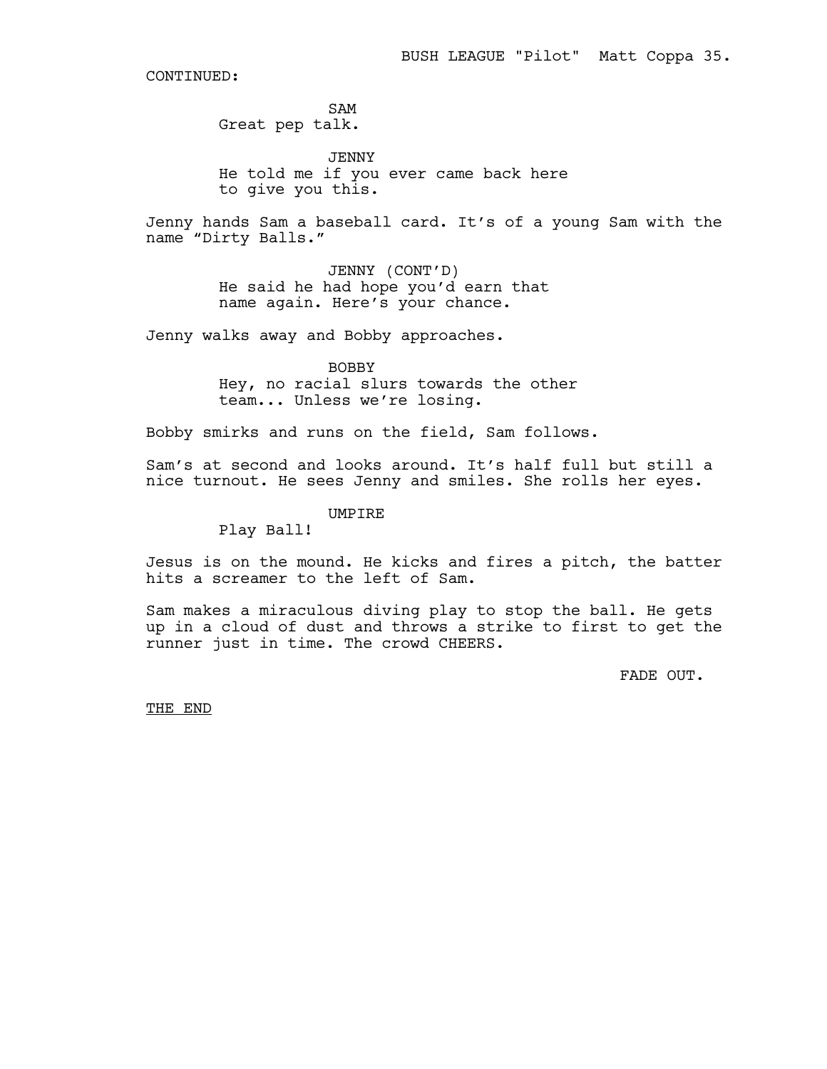CONTINUED:

SAM
Great pep talk.

JENNY
He told me if you ever came back here to give you this.

Jenny hands Sam a baseball card. It's of a young Sam with the name "Dirty Balls."

JENNY (CONT'D)
He said he had hope you'd earn that name again. Here's your chance.

Jenny walks away and Bobby approaches.

BOBBY
Hey, no racial slurs towards the other team... Unless we're losing.

Bobby smirks and runs on the field, Sam follows.

Sam's at second and looks around. It's half full but still a nice turnout. He sees Jenny and smiles. She rolls her eyes.

UMPIRE
Play Ball!

Jesus is on the mound. He kicks and fires a pitch, the batter hits a screamer to the left of Sam.

Sam makes a miraculous diving play to stop the ball. He gets up in a cloud of dust and throws a strike to first to get the runner just in time. The crowd CHEERS.

FADE OUT.

THE END